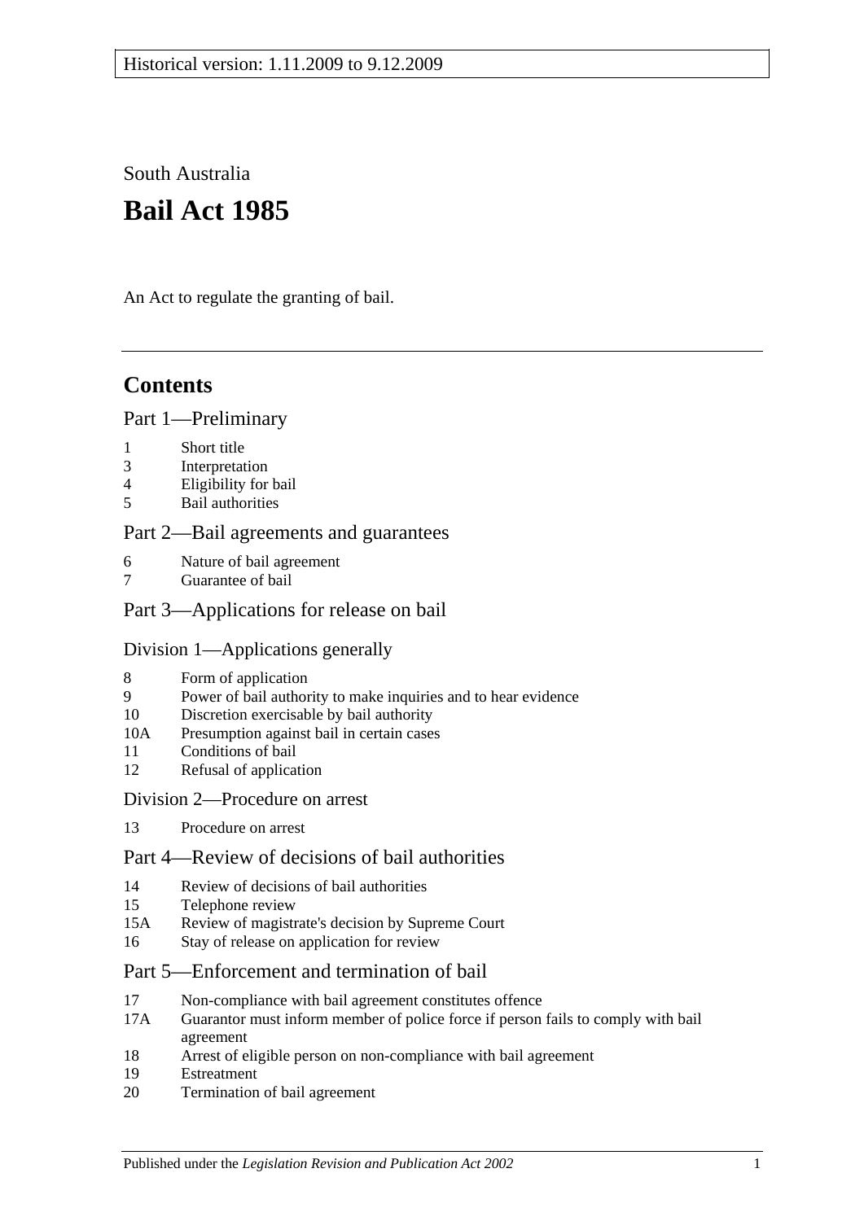Historical version: 1.11.2009 to 9.12.2009

South Australia

# Bail Act 1985

An Act to regulate the granting of bail.

## Contents

Part 1—Preliminary

- 1 Short title
- 3 Interpretation
- 4 Eligibility for bail
- 5 Bail authorities

Part 2—Bail agreements and guarantees

- 6 Nature of bail agreement
- 7 Guarantee of bail

Part 3—Applications for release on bail

Division 1—Applications generally

- 8 Form of application
- 9 Power of bail authority to make inquiries and to hear evidence
- 10 Discretion exercisable by bail authority
- 10A Presumption against bail in certain cases
- 11 Conditions of bail
- 12 Refusal of application

Division 2—Procedure on arrest

- 13 Procedure on arrest

Part 4—Review of decisions of bail authorities

- 14 Review of decisions of bail authorities
- 15 Telephone review
- 15A Review of magistrate's decision by Supreme Court
- 16 Stay of release on application for review

Part 5—Enforcement and termination of bail

- 17 Non-compliance with bail agreement constitutes offence
- 17A Guarantor must inform member of police force if person fails to comply with bail agreement
- 18 Arrest of eligible person on non-compliance with bail agreement
- 19 Estreatment
- 20 Termination of bail agreement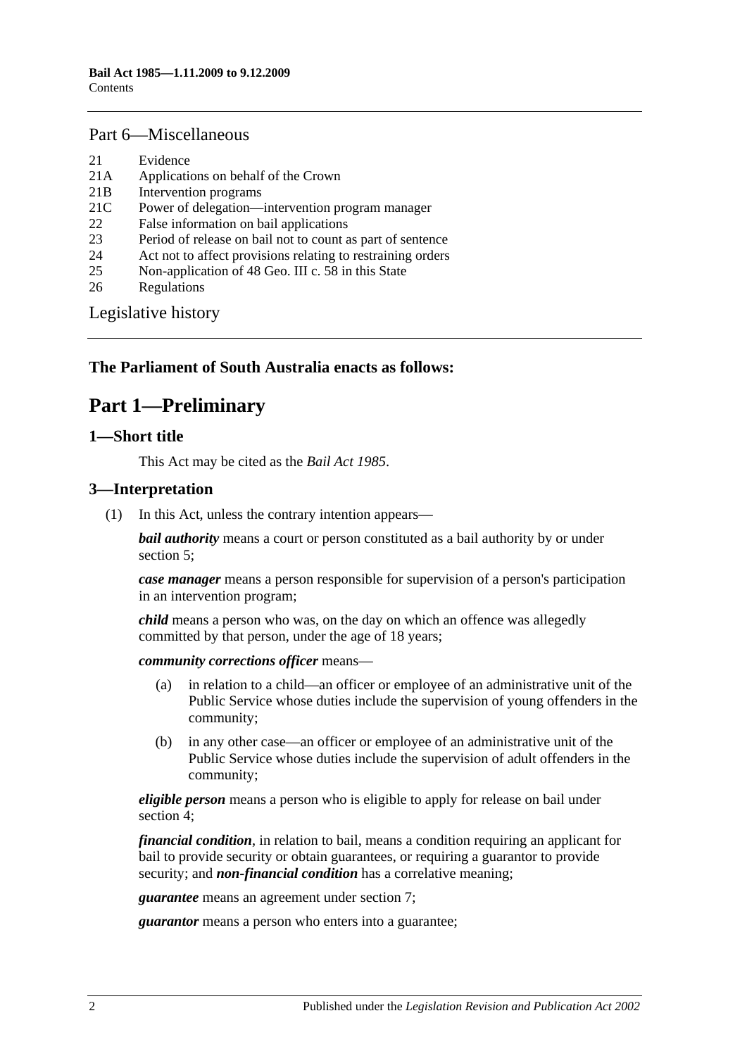## Part 6—Miscellaneous

21 Evidence
21A Applications on behalf of the Crown
21B Intervention programs
21C Power of delegation—intervention program manager
22 False information on bail applications
23 Period of release on bail not to count as part of sentence
24 Act not to affect provisions relating to restraining orders
25 Non-application of 48 Geo. III c. 58 in this State
26 Regulations

Legislative history

**The Parliament of South Australia enacts as follows:**

# Part 1—Preliminary

## 1—Short title

This Act may be cited as the *Bail Act 1985*.

## 3—Interpretation

(1) In this Act, unless the contrary intention appears—

***bail authority*** means a court or person constituted as a bail authority by or under section 5;

***case manager*** means a person responsible for supervision of a person's participation in an intervention program;

***child*** means a person who was, on the day on which an offence was allegedly committed by that person, under the age of 18 years;

***community corrections officer*** means—

(a) in relation to a child—an officer or employee of an administrative unit of the Public Service whose duties include the supervision of young offenders in the community;

(b) in any other case—an officer or employee of an administrative unit of the Public Service whose duties include the supervision of adult offenders in the community;

***eligible person*** means a person who is eligible to apply for release on bail under section 4;

***financial condition***, in relation to bail, means a condition requiring an applicant for bail to provide security or obtain guarantees, or requiring a guarantor to provide security; and ***non-financial condition*** has a correlative meaning;

***guarantee*** means an agreement under section 7;

***guarantor*** means a person who enters into a guarantee;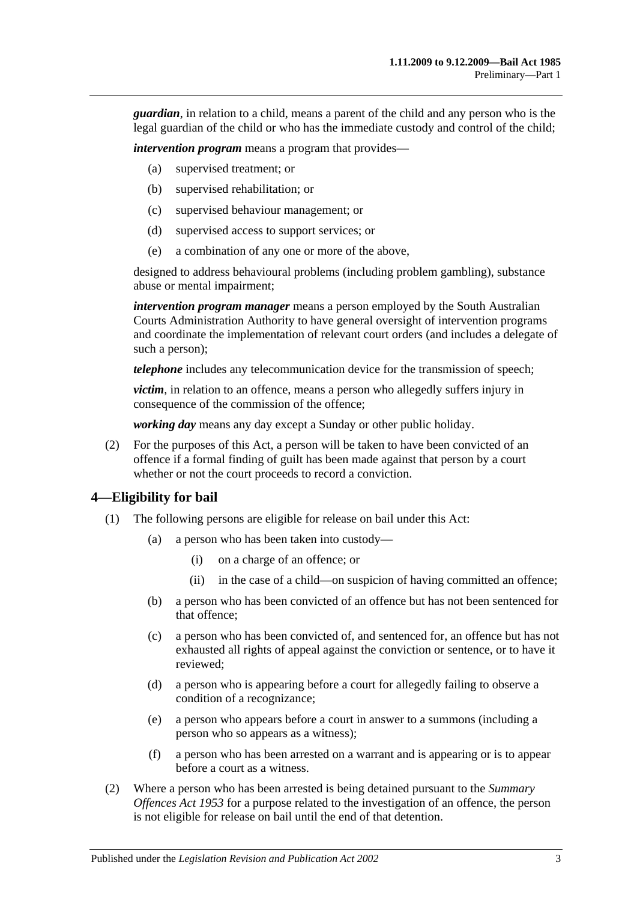***guardian***, in relation to a child, means a parent of the child and any person who is the legal guardian of the child or who has the immediate custody and control of the child;

***intervention program*** means a program that provides—

- (a) supervised treatment; or
- (b) supervised rehabilitation; or
- (c) supervised behaviour management; or
- (d) supervised access to support services; or
- (e) a combination of any one or more of the above,

designed to address behavioural problems (including problem gambling), substance abuse or mental impairment;

***intervention program manager*** means a person employed by the South Australian Courts Administration Authority to have general oversight of intervention programs and coordinate the implementation of relevant court orders (and includes a delegate of such a person);

***telephone*** includes any telecommunication device for the transmission of speech;

***victim***, in relation to an offence, means a person who allegedly suffers injury in consequence of the commission of the offence;

***working day*** means any day except a Sunday or other public holiday.

(2) For the purposes of this Act, a person will be taken to have been convicted of an offence if a formal finding of guilt has been made against that person by a court whether or not the court proceeds to record a conviction.

## 4—Eligibility for bail

(1) The following persons are eligible for release on bail under this Act:

- (a) a person who has been taken into custody—
  - (i) on a charge of an offence; or
  - (ii) in the case of a child—on suspicion of having committed an offence;
- (b) a person who has been convicted of an offence but has not been sentenced for that offence;
- (c) a person who has been convicted of, and sentenced for, an offence but has not exhausted all rights of appeal against the conviction or sentence, or to have it reviewed;
- (d) a person who is appearing before a court for allegedly failing to observe a condition of a recognizance;
- (e) a person who appears before a court in answer to a summons (including a person who so appears as a witness);
- (f) a person who has been arrested on a warrant and is appearing or is to appear before a court as a witness.

(2) Where a person who has been arrested is being detained pursuant to the *Summary Offences Act 1953* for a purpose related to the investigation of an offence, the person is not eligible for release on bail until the end of that detention.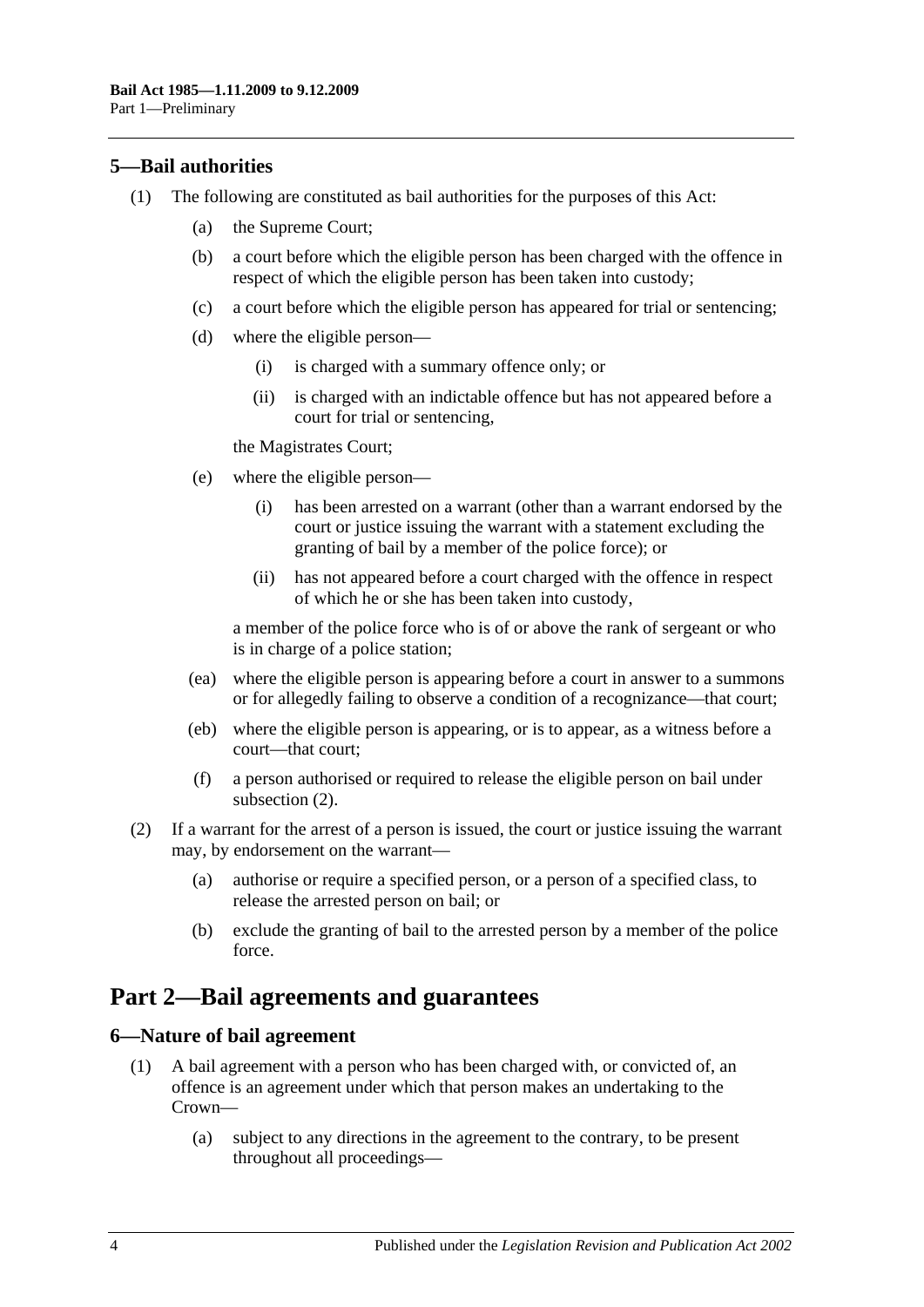## 5—Bail authorities

(1) The following are constituted as bail authorities for the purposes of this Act:

(a) the Supreme Court;

(b) a court before which the eligible person has been charged with the offence in respect of which the eligible person has been taken into custody;

(c) a court before which the eligible person has appeared for trial or sentencing;

(d) where the eligible person—

(i) is charged with a summary offence only; or

(ii) is charged with an indictable offence but has not appeared before a court for trial or sentencing,

the Magistrates Court;

(e) where the eligible person—

(i) has been arrested on a warrant (other than a warrant endorsed by the court or justice issuing the warrant with a statement excluding the granting of bail by a member of the police force); or

(ii) has not appeared before a court charged with the offence in respect of which he or she has been taken into custody,

a member of the police force who is of or above the rank of sergeant or who is in charge of a police station;

(ea) where the eligible person is appearing before a court in answer to a summons or for allegedly failing to observe a condition of a recognizance—that court;

(eb) where the eligible person is appearing, or is to appear, as a witness before a court—that court;

(f) a person authorised or required to release the eligible person on bail under subsection (2).

(2) If a warrant for the arrest of a person is issued, the court or justice issuing the warrant may, by endorsement on the warrant—

(a) authorise or require a specified person, or a person of a specified class, to release the arrested person on bail; or

(b) exclude the granting of bail to the arrested person by a member of the police force.

# Part 2—Bail agreements and guarantees

## 6—Nature of bail agreement

(1) A bail agreement with a person who has been charged with, or convicted of, an offence is an agreement under which that person makes an undertaking to the Crown—

(a) subject to any directions in the agreement to the contrary, to be present throughout all proceedings—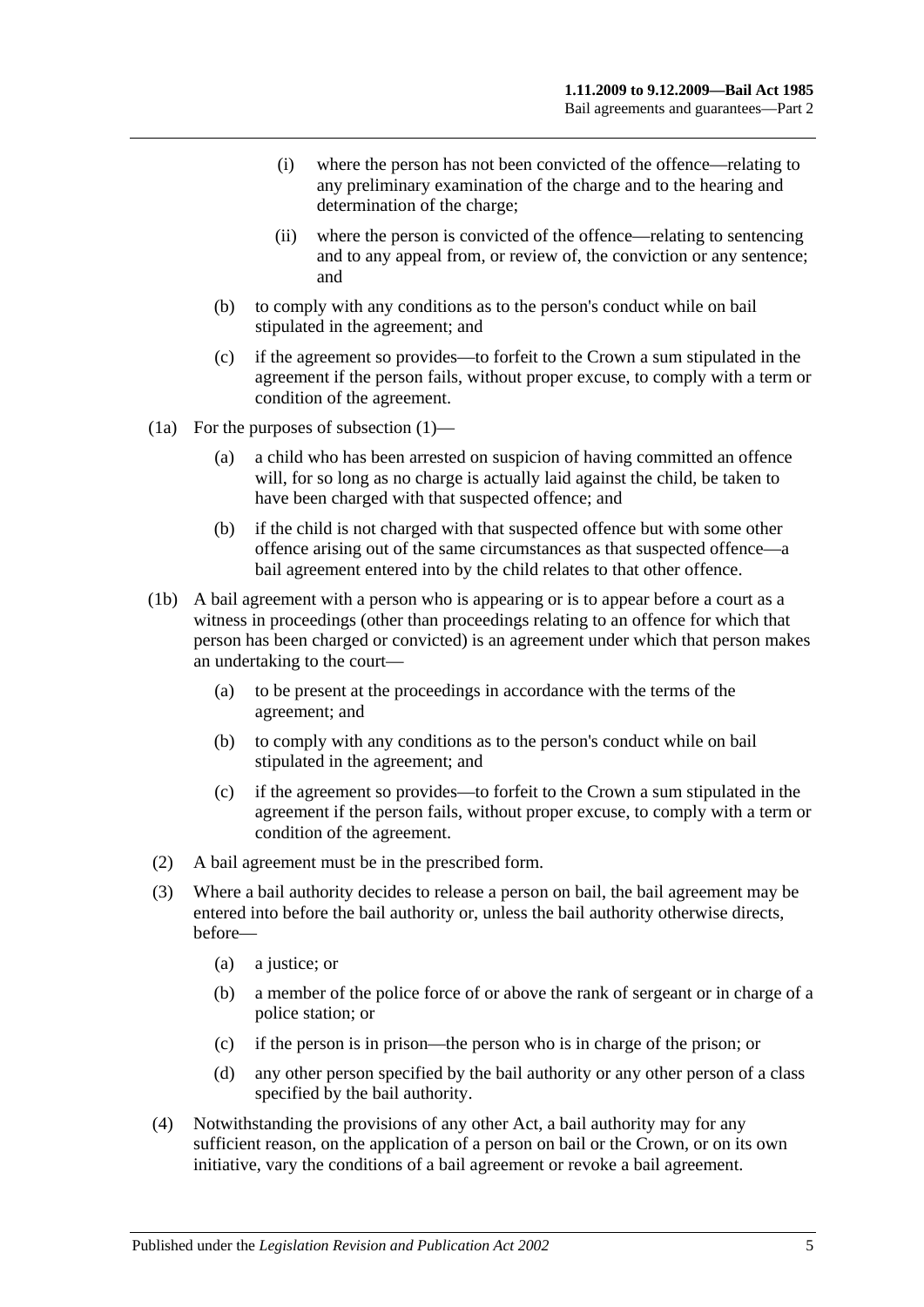(i) where the person has not been convicted of the offence—relating to any preliminary examination of the charge and to the hearing and determination of the charge;

(ii) where the person is convicted of the offence—relating to sentencing and to any appeal from, or review of, the conviction or any sentence; and

(b) to comply with any conditions as to the person's conduct while on bail stipulated in the agreement; and

(c) if the agreement so provides—to forfeit to the Crown a sum stipulated in the agreement if the person fails, without proper excuse, to comply with a term or condition of the agreement.

(1a) For the purposes of subsection (1)—

(a) a child who has been arrested on suspicion of having committed an offence will, for so long as no charge is actually laid against the child, be taken to have been charged with that suspected offence; and

(b) if the child is not charged with that suspected offence but with some other offence arising out of the same circumstances as that suspected offence—a bail agreement entered into by the child relates to that other offence.

(1b) A bail agreement with a person who is appearing or is to appear before a court as a witness in proceedings (other than proceedings relating to an offence for which that person has been charged or convicted) is an agreement under which that person makes an undertaking to the court—

(a) to be present at the proceedings in accordance with the terms of the agreement; and

(b) to comply with any conditions as to the person's conduct while on bail stipulated in the agreement; and

(c) if the agreement so provides—to forfeit to the Crown a sum stipulated in the agreement if the person fails, without proper excuse, to comply with a term or condition of the agreement.

(2) A bail agreement must be in the prescribed form.

(3) Where a bail authority decides to release a person on bail, the bail agreement may be entered into before the bail authority or, unless the bail authority otherwise directs, before—

(a) a justice; or

(b) a member of the police force of or above the rank of sergeant or in charge of a police station; or

(c) if the person is in prison—the person who is in charge of the prison; or

(d) any other person specified by the bail authority or any other person of a class specified by the bail authority.

(4) Notwithstanding the provisions of any other Act, a bail authority may for any sufficient reason, on the application of a person on bail or the Crown, or on its own initiative, vary the conditions of a bail agreement or revoke a bail agreement.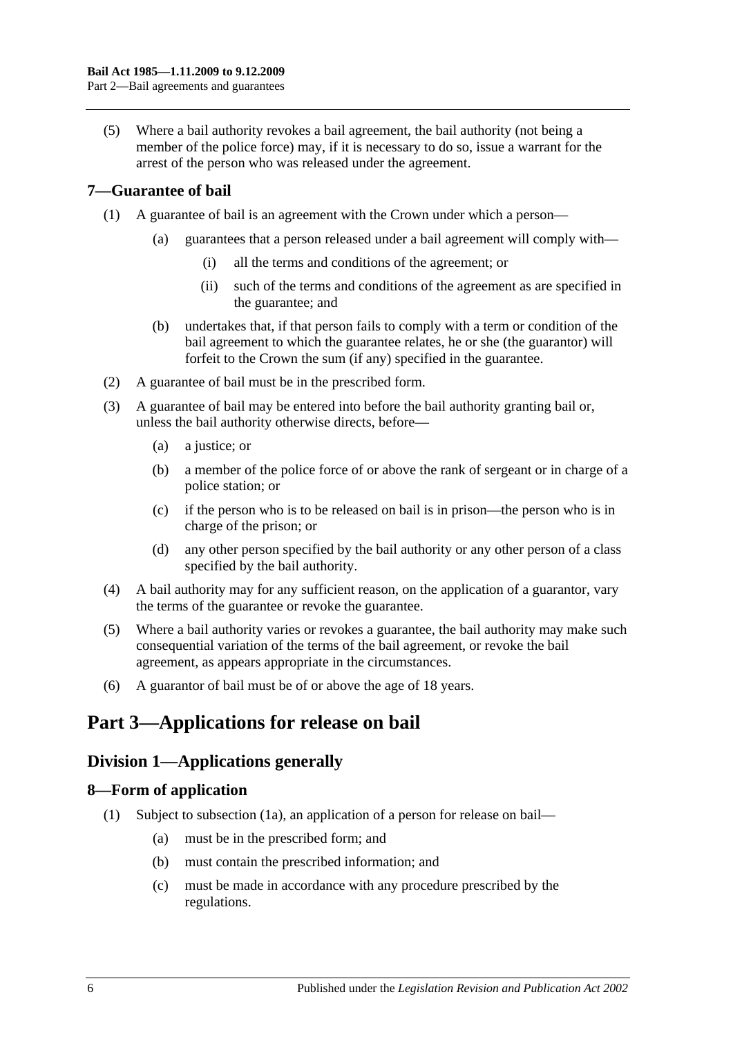(5) Where a bail authority revokes a bail agreement, the bail authority (not being a member of the police force) may, if it is necessary to do so, issue a warrant for the arrest of the person who was released under the agreement.

### 7—Guarantee of bail

(1) A guarantee of bail is an agreement with the Crown under which a person—

(a) guarantees that a person released under a bail agreement will comply with—

(i) all the terms and conditions of the agreement; or

(ii) such of the terms and conditions of the agreement as are specified in the guarantee; and

(b) undertakes that, if that person fails to comply with a term or condition of the bail agreement to which the guarantee relates, he or she (the guarantor) will forfeit to the Crown the sum (if any) specified in the guarantee.

(2) A guarantee of bail must be in the prescribed form.

(3) A guarantee of bail may be entered into before the bail authority granting bail or, unless the bail authority otherwise directs, before—

(a) a justice; or

(b) a member of the police force of or above the rank of sergeant or in charge of a police station; or

(c) if the person who is to be released on bail is in prison—the person who is in charge of the prison; or

(d) any other person specified by the bail authority or any other person of a class specified by the bail authority.

(4) A bail authority may for any sufficient reason, on the application of a guarantor, vary the terms of the guarantee or revoke the guarantee.

(5) Where a bail authority varies or revokes a guarantee, the bail authority may make such consequential variation of the terms of the bail agreement, or revoke the bail agreement, as appears appropriate in the circumstances.

(6) A guarantor of bail must be of or above the age of 18 years.

# Part 3—Applications for release on bail

## Division 1—Applications generally

### 8—Form of application

(1) Subject to subsection (1a), an application of a person for release on bail—

(a) must be in the prescribed form; and

(b) must contain the prescribed information; and

(c) must be made in accordance with any procedure prescribed by the regulations.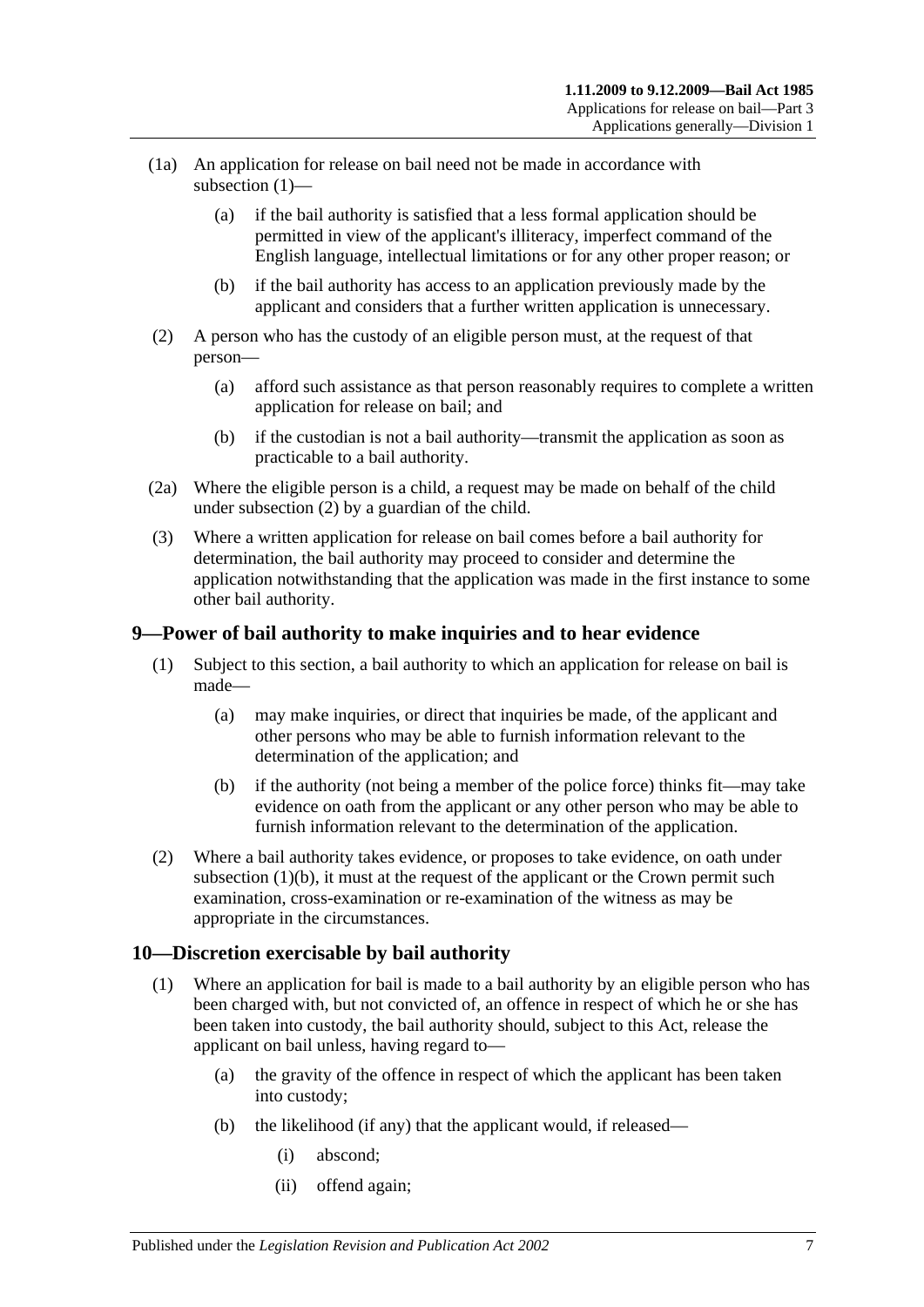(1a) An application for release on bail need not be made in accordance with subsection (1)—

(a) if the bail authority is satisfied that a less formal application should be permitted in view of the applicant's illiteracy, imperfect command of the English language, intellectual limitations or for any other proper reason; or

(b) if the bail authority has access to an application previously made by the applicant and considers that a further written application is unnecessary.

(2) A person who has the custody of an eligible person must, at the request of that person—

(a) afford such assistance as that person reasonably requires to complete a written application for release on bail; and

(b) if the custodian is not a bail authority—transmit the application as soon as practicable to a bail authority.

(2a) Where the eligible person is a child, a request may be made on behalf of the child under subsection (2) by a guardian of the child.

(3) Where a written application for release on bail comes before a bail authority for determination, the bail authority may proceed to consider and determine the application notwithstanding that the application was made in the first instance to some other bail authority.

## 9—Power of bail authority to make inquiries and to hear evidence

(1) Subject to this section, a bail authority to which an application for release on bail is made—

(a) may make inquiries, or direct that inquiries be made, of the applicant and other persons who may be able to furnish information relevant to the determination of the application; and

(b) if the authority (not being a member of the police force) thinks fit—may take evidence on oath from the applicant or any other person who may be able to furnish information relevant to the determination of the application.

(2) Where a bail authority takes evidence, or proposes to take evidence, on oath under subsection (1)(b), it must at the request of the applicant or the Crown permit such examination, cross-examination or re-examination of the witness as may be appropriate in the circumstances.

## 10—Discretion exercisable by bail authority

(1) Where an application for bail is made to a bail authority by an eligible person who has been charged with, but not convicted of, an offence in respect of which he or she has been taken into custody, the bail authority should, subject to this Act, release the applicant on bail unless, having regard to—

(a) the gravity of the offence in respect of which the applicant has been taken into custody;

(b) the likelihood (if any) that the applicant would, if released—

(i) abscond;

(ii) offend again;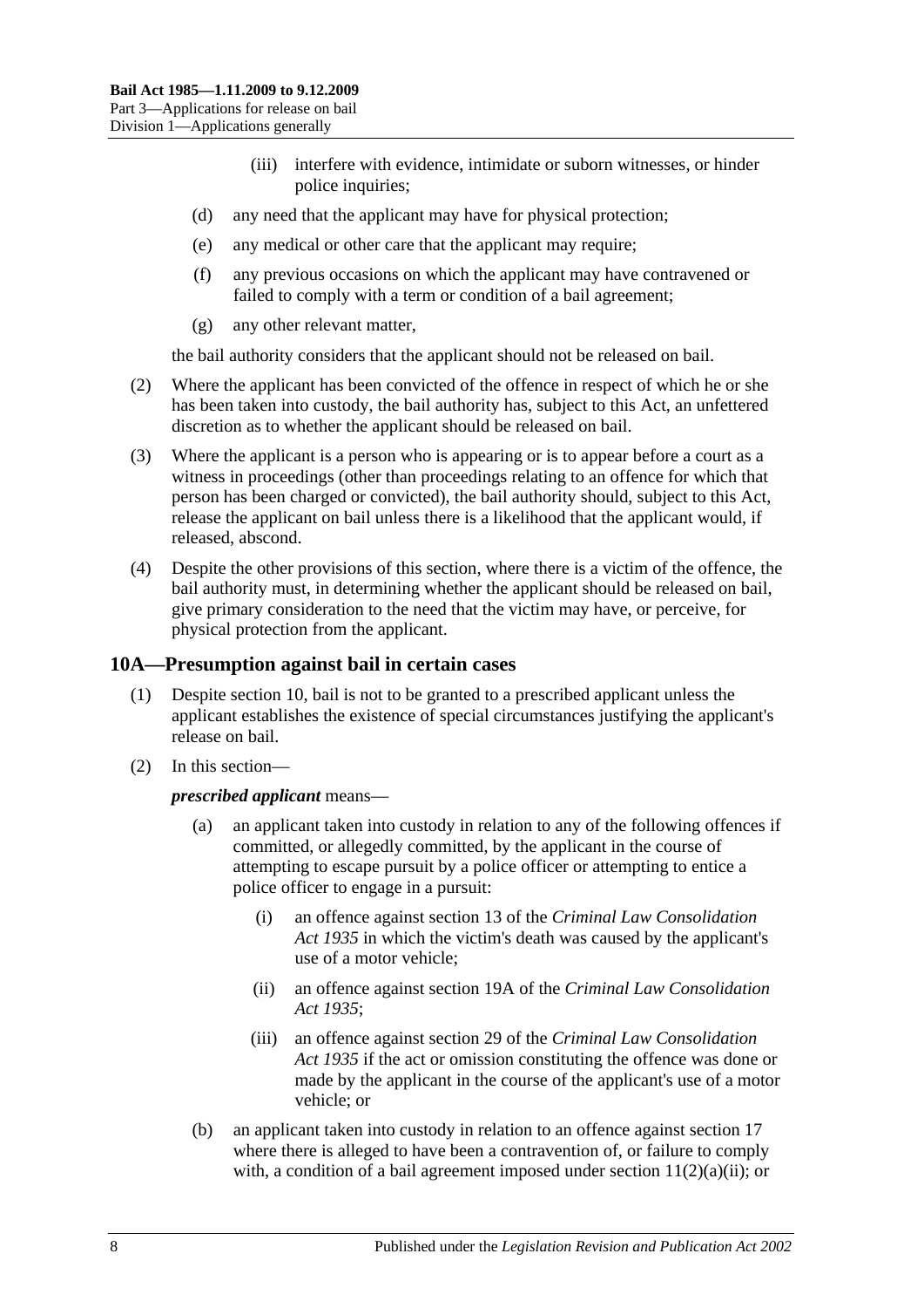(iii) interfere with evidence, intimidate or suborn witnesses, or hinder police inquiries;

(d) any need that the applicant may have for physical protection;

(e) any medical or other care that the applicant may require;

(f) any previous occasions on which the applicant may have contravened or failed to comply with a term or condition of a bail agreement;

(g) any other relevant matter,

the bail authority considers that the applicant should not be released on bail.

(2) Where the applicant has been convicted of the offence in respect of which he or she has been taken into custody, the bail authority has, subject to this Act, an unfettered discretion as to whether the applicant should be released on bail.

(3) Where the applicant is a person who is appearing or is to appear before a court as a witness in proceedings (other than proceedings relating to an offence for which that person has been charged or convicted), the bail authority should, subject to this Act, release the applicant on bail unless there is a likelihood that the applicant would, if released, abscond.

(4) Despite the other provisions of this section, where there is a victim of the offence, the bail authority must, in determining whether the applicant should be released on bail, give primary consideration to the need that the victim may have, or perceive, for physical protection from the applicant.

## 10A—Presumption against bail in certain cases

(1) Despite section 10, bail is not to be granted to a prescribed applicant unless the applicant establishes the existence of special circumstances justifying the applicant's release on bail.

(2) In this section—

***prescribed applicant*** means—

(a) an applicant taken into custody in relation to any of the following offences if committed, or allegedly committed, by the applicant in the course of attempting to escape pursuit by a police officer or attempting to entice a police officer to engage in a pursuit:

(i) an offence against section 13 of the *Criminal Law Consolidation Act 1935* in which the victim's death was caused by the applicant's use of a motor vehicle;

(ii) an offence against section 19A of the *Criminal Law Consolidation Act 1935*;

(iii) an offence against section 29 of the *Criminal Law Consolidation Act 1935* if the act or omission constituting the offence was done or made by the applicant in the course of the applicant's use of a motor vehicle; or

(b) an applicant taken into custody in relation to an offence against section 17 where there is alleged to have been a contravention of, or failure to comply with, a condition of a bail agreement imposed under section 11(2)(a)(ii); or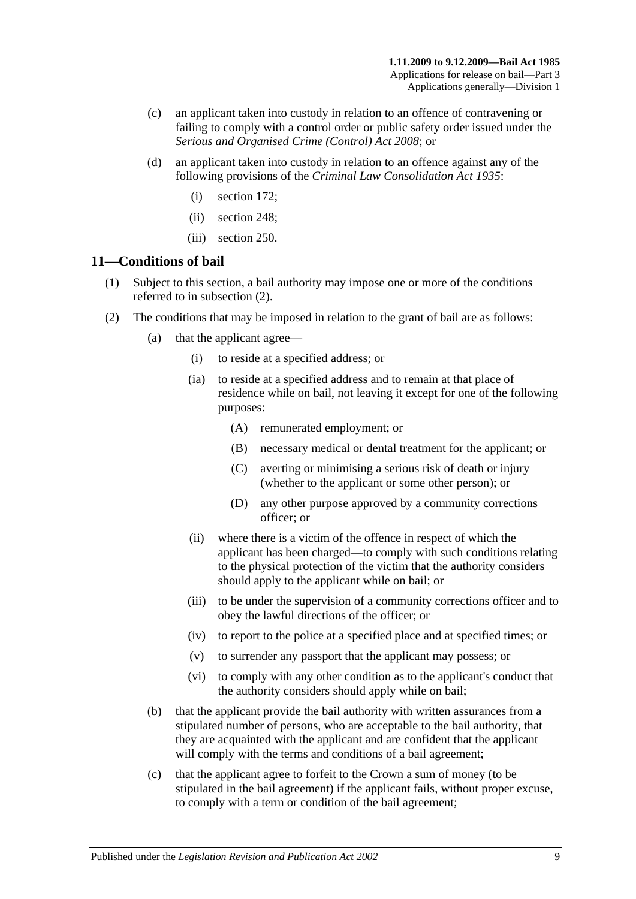(c) an applicant taken into custody in relation to an offence of contravening or failing to comply with a control order or public safety order issued under the *Serious and Organised Crime (Control) Act 2008*; or

(d) an applicant taken into custody in relation to an offence against any of the following provisions of the *Criminal Law Consolidation Act 1935*:

(i) section 172;

(ii) section 248;

(iii) section 250.

## 11—Conditions of bail

(1) Subject to this section, a bail authority may impose one or more of the conditions referred to in subsection (2).

(2) The conditions that may be imposed in relation to the grant of bail are as follows:

(a) that the applicant agree—

(i) to reside at a specified address; or

(ia) to reside at a specified address and to remain at that place of residence while on bail, not leaving it except for one of the following purposes:

(A) remunerated employment; or

(B) necessary medical or dental treatment for the applicant; or

(C) averting or minimising a serious risk of death or injury (whether to the applicant or some other person); or

(D) any other purpose approved by a community corrections officer; or

(ii) where there is a victim of the offence in respect of which the applicant has been charged—to comply with such conditions relating to the physical protection of the victim that the authority considers should apply to the applicant while on bail; or

(iii) to be under the supervision of a community corrections officer and to obey the lawful directions of the officer; or

(iv) to report to the police at a specified place and at specified times; or

(v) to surrender any passport that the applicant may possess; or

(vi) to comply with any other condition as to the applicant's conduct that the authority considers should apply while on bail;

(b) that the applicant provide the bail authority with written assurances from a stipulated number of persons, who are acceptable to the bail authority, that they are acquainted with the applicant and are confident that the applicant will comply with the terms and conditions of a bail agreement;

(c) that the applicant agree to forfeit to the Crown a sum of money (to be stipulated in the bail agreement) if the applicant fails, without proper excuse, to comply with a term or condition of the bail agreement;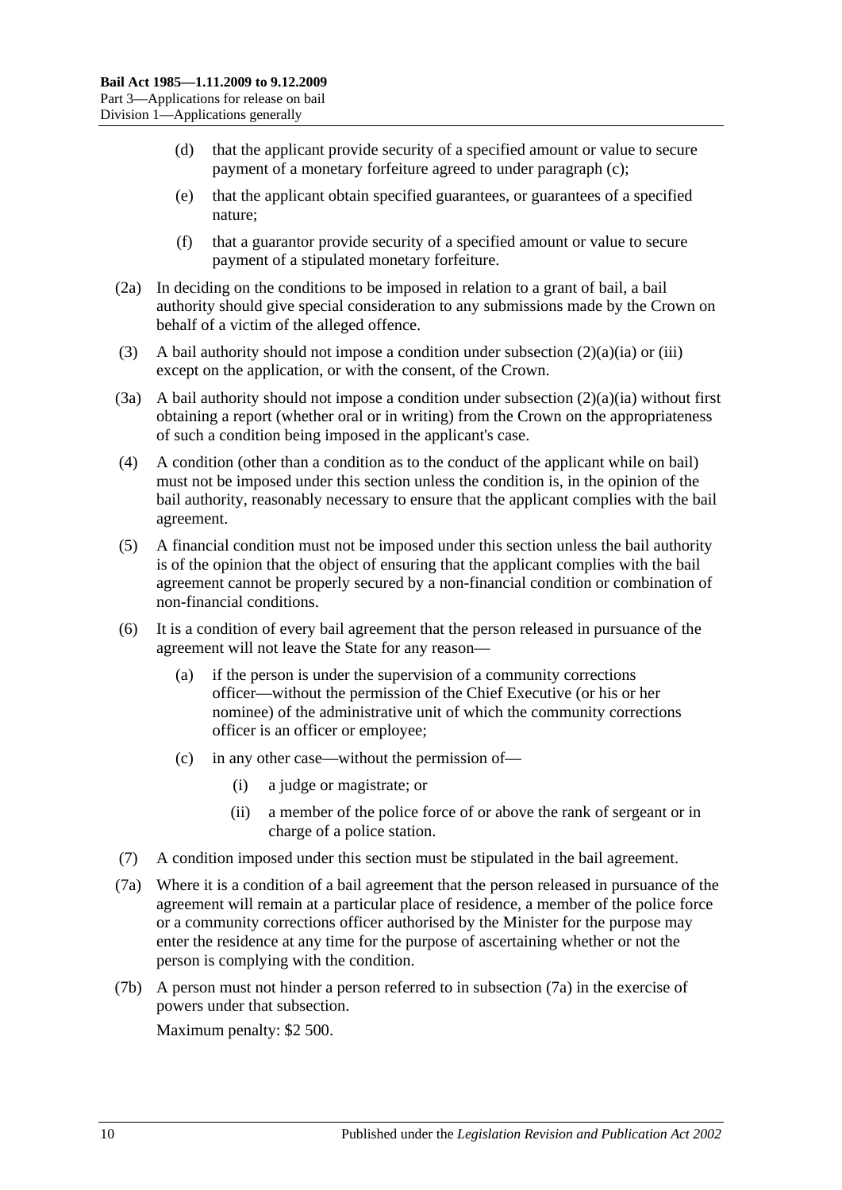(d) that the applicant provide security of a specified amount or value to secure payment of a monetary forfeiture agreed to under paragraph (c);

(e) that the applicant obtain specified guarantees, or guarantees of a specified nature;

(f) that a guarantor provide security of a specified amount or value to secure payment of a stipulated monetary forfeiture.

(2a) In deciding on the conditions to be imposed in relation to a grant of bail, a bail authority should give special consideration to any submissions made by the Crown on behalf of a victim of the alleged offence.

(3) A bail authority should not impose a condition under subsection (2)(a)(ia) or (iii) except on the application, or with the consent, of the Crown.

(3a) A bail authority should not impose a condition under subsection (2)(a)(ia) without first obtaining a report (whether oral or in writing) from the Crown on the appropriateness of such a condition being imposed in the applicant's case.

(4) A condition (other than a condition as to the conduct of the applicant while on bail) must not be imposed under this section unless the condition is, in the opinion of the bail authority, reasonably necessary to ensure that the applicant complies with the bail agreement.

(5) A financial condition must not be imposed under this section unless the bail authority is of the opinion that the object of ensuring that the applicant complies with the bail agreement cannot be properly secured by a non-financial condition or combination of non-financial conditions.

(6) It is a condition of every bail agreement that the person released in pursuance of the agreement will not leave the State for any reason—

(a) if the person is under the supervision of a community corrections officer—without the permission of the Chief Executive (or his or her nominee) of the administrative unit of which the community corrections officer is an officer or employee;

(c) in any other case—without the permission of—

(i) a judge or magistrate; or

(ii) a member of the police force of or above the rank of sergeant or in charge of a police station.

(7) A condition imposed under this section must be stipulated in the bail agreement.

(7a) Where it is a condition of a bail agreement that the person released in pursuance of the agreement will remain at a particular place of residence, a member of the police force or a community corrections officer authorised by the Minister for the purpose may enter the residence at any time for the purpose of ascertaining whether or not the person is complying with the condition.

(7b) A person must not hinder a person referred to in subsection (7a) in the exercise of powers under that subsection.

Maximum penalty: $2 500.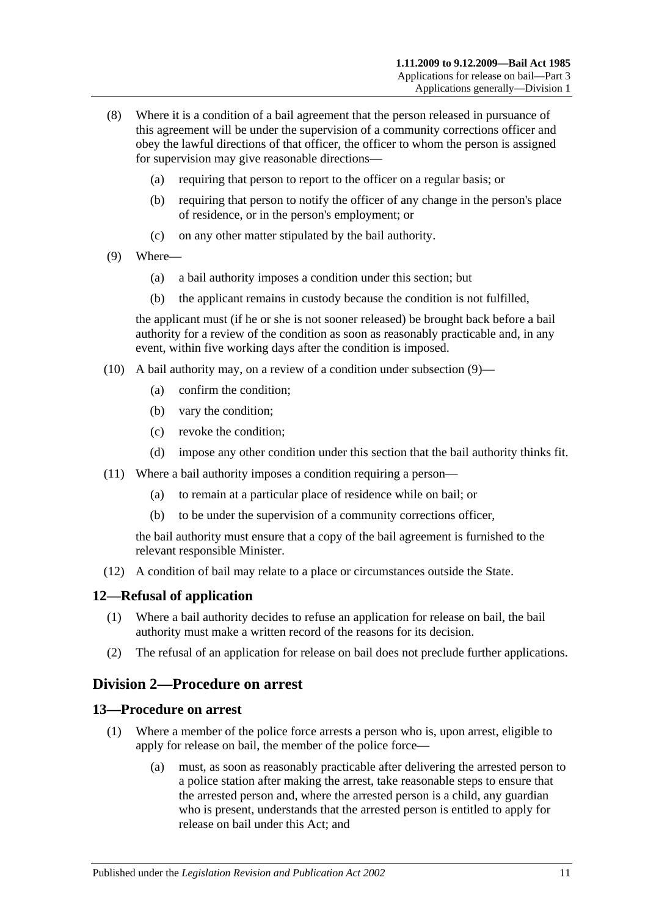(8) Where it is a condition of a bail agreement that the person released in pursuance of this agreement will be under the supervision of a community corrections officer and obey the lawful directions of that officer, the officer to whom the person is assigned for supervision may give reasonable directions—

(a) requiring that person to report to the officer on a regular basis; or

(b) requiring that person to notify the officer of any change in the person's place of residence, or in the person's employment; or

(c) on any other matter stipulated by the bail authority.

(9) Where—

(a) a bail authority imposes a condition under this section; but

(b) the applicant remains in custody because the condition is not fulfilled,

the applicant must (if he or she is not sooner released) be brought back before a bail authority for a review of the condition as soon as reasonably practicable and, in any event, within five working days after the condition is imposed.

(10) A bail authority may, on a review of a condition under subsection (9)—

(a) confirm the condition;

(b) vary the condition;

(c) revoke the condition;

(d) impose any other condition under this section that the bail authority thinks fit.

(11) Where a bail authority imposes a condition requiring a person—

(a) to remain at a particular place of residence while on bail; or

(b) to be under the supervision of a community corrections officer,

the bail authority must ensure that a copy of the bail agreement is furnished to the relevant responsible Minister.

(12) A condition of bail may relate to a place or circumstances outside the State.

## 12—Refusal of application

(1) Where a bail authority decides to refuse an application for release on bail, the bail authority must make a written record of the reasons for its decision.

(2) The refusal of an application for release on bail does not preclude further applications.

# Division 2—Procedure on arrest

## 13—Procedure on arrest

(1) Where a member of the police force arrests a person who is, upon arrest, eligible to apply for release on bail, the member of the police force—

(a) must, as soon as reasonably practicable after delivering the arrested person to a police station after making the arrest, take reasonable steps to ensure that the arrested person and, where the arrested person is a child, any guardian who is present, understands that the arrested person is entitled to apply for release on bail under this Act; and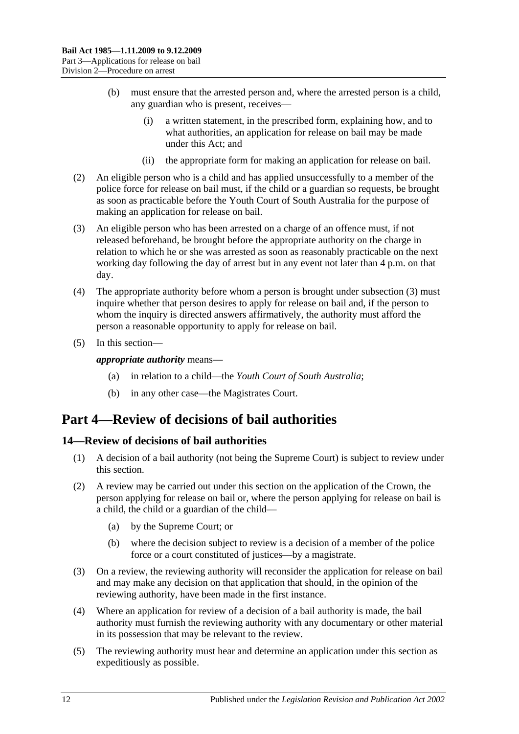(b) must ensure that the arrested person and, where the arrested person is a child, any guardian who is present, receives—

   (i) a written statement, in the prescribed form, explaining how, and to what authorities, an application for release on bail may be made under this Act; and

   (ii) the appropriate form for making an application for release on bail.

(2) An eligible person who is a child and has applied unsuccessfully to a member of the police force for release on bail must, if the child or a guardian so requests, be brought as soon as practicable before the Youth Court of South Australia for the purpose of making an application for release on bail.

(3) An eligible person who has been arrested on a charge of an offence must, if not released beforehand, be brought before the appropriate authority on the charge in relation to which he or she was arrested as soon as reasonably practicable on the next working day following the day of arrest but in any event not later than 4 p.m. on that day.

(4) The appropriate authority before whom a person is brought under subsection (3) must inquire whether that person desires to apply for release on bail and, if the person to whom the inquiry is directed answers affirmatively, the authority must afford the person a reasonable opportunity to apply for release on bail.

(5) In this section—

***appropriate authority*** means—

   (a) in relation to a child—the *Youth Court of South Australia*;

   (b) in any other case—the Magistrates Court.

# Part 4—Review of decisions of bail authorities

## 14—Review of decisions of bail authorities

(1) A decision of a bail authority (not being the Supreme Court) is subject to review under this section.

(2) A review may be carried out under this section on the application of the Crown, the person applying for release on bail or, where the person applying for release on bail is a child, the child or a guardian of the child—

   (a) by the Supreme Court; or

   (b) where the decision subject to review is a decision of a member of the police force or a court constituted of justices—by a magistrate.

(3) On a review, the reviewing authority will reconsider the application for release on bail and may make any decision on that application that should, in the opinion of the reviewing authority, have been made in the first instance.

(4) Where an application for review of a decision of a bail authority is made, the bail authority must furnish the reviewing authority with any documentary or other material in its possession that may be relevant to the review.

(5) The reviewing authority must hear and determine an application under this section as expeditiously as possible.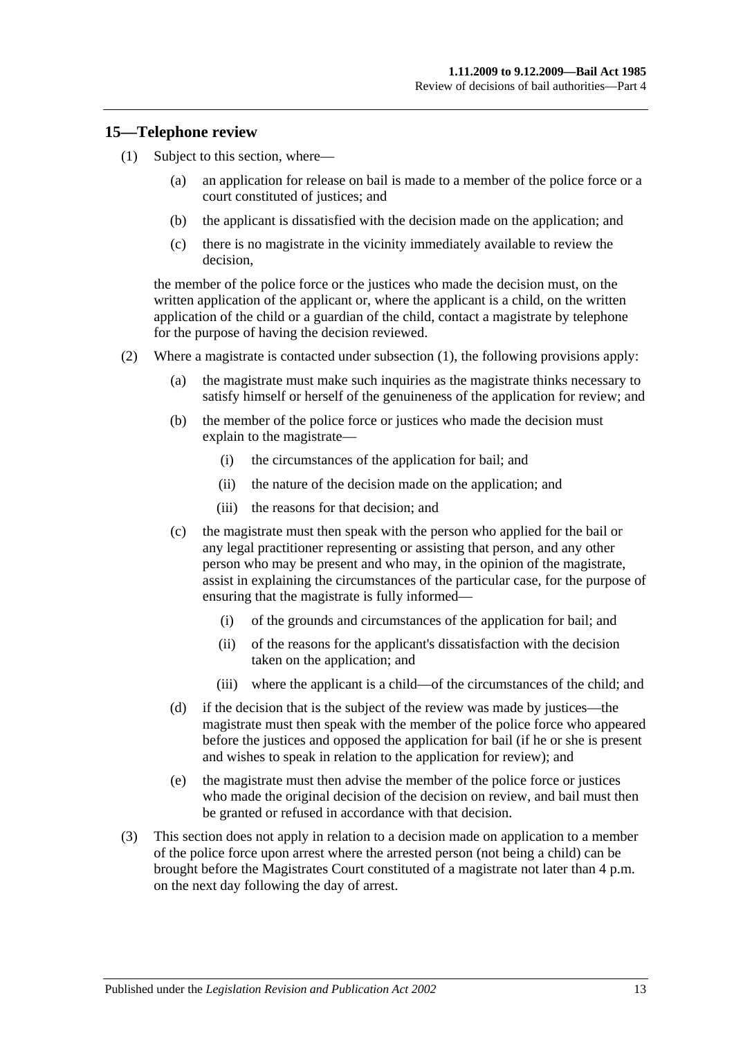## 15—Telephone review

(1) Subject to this section, where—

   (a) an application for release on bail is made to a member of the police force or a court constituted of justices; and

   (b) the applicant is dissatisfied with the decision made on the application; and

   (c) there is no magistrate in the vicinity immediately available to review the decision,

   the member of the police force or the justices who made the decision must, on the written application of the applicant or, where the applicant is a child, on the written application of the child or a guardian of the child, contact a magistrate by telephone for the purpose of having the decision reviewed.

(2) Where a magistrate is contacted under subsection (1), the following provisions apply:

   (a) the magistrate must make such inquiries as the magistrate thinks necessary to satisfy himself or herself of the genuineness of the application for review; and

   (b) the member of the police force or justices who made the decision must explain to the magistrate—

      (i) the circumstances of the application for bail; and

      (ii) the nature of the decision made on the application; and

      (iii) the reasons for that decision; and

   (c) the magistrate must then speak with the person who applied for the bail or any legal practitioner representing or assisting that person, and any other person who may be present and who may, in the opinion of the magistrate, assist in explaining the circumstances of the particular case, for the purpose of ensuring that the magistrate is fully informed—

      (i) of the grounds and circumstances of the application for bail; and

      (ii) of the reasons for the applicant's dissatisfaction with the decision taken on the application; and

      (iii) where the applicant is a child—of the circumstances of the child; and

   (d) if the decision that is the subject of the review was made by justices—the magistrate must then speak with the member of the police force who appeared before the justices and opposed the application for bail (if he or she is present and wishes to speak in relation to the application for review); and

   (e) the magistrate must then advise the member of the police force or justices who made the original decision of the decision on review, and bail must then be granted or refused in accordance with that decision.

(3) This section does not apply in relation to a decision made on application to a member of the police force upon arrest where the arrested person (not being a child) can be brought before the Magistrates Court constituted of a magistrate not later than 4 p.m. on the next day following the day of arrest.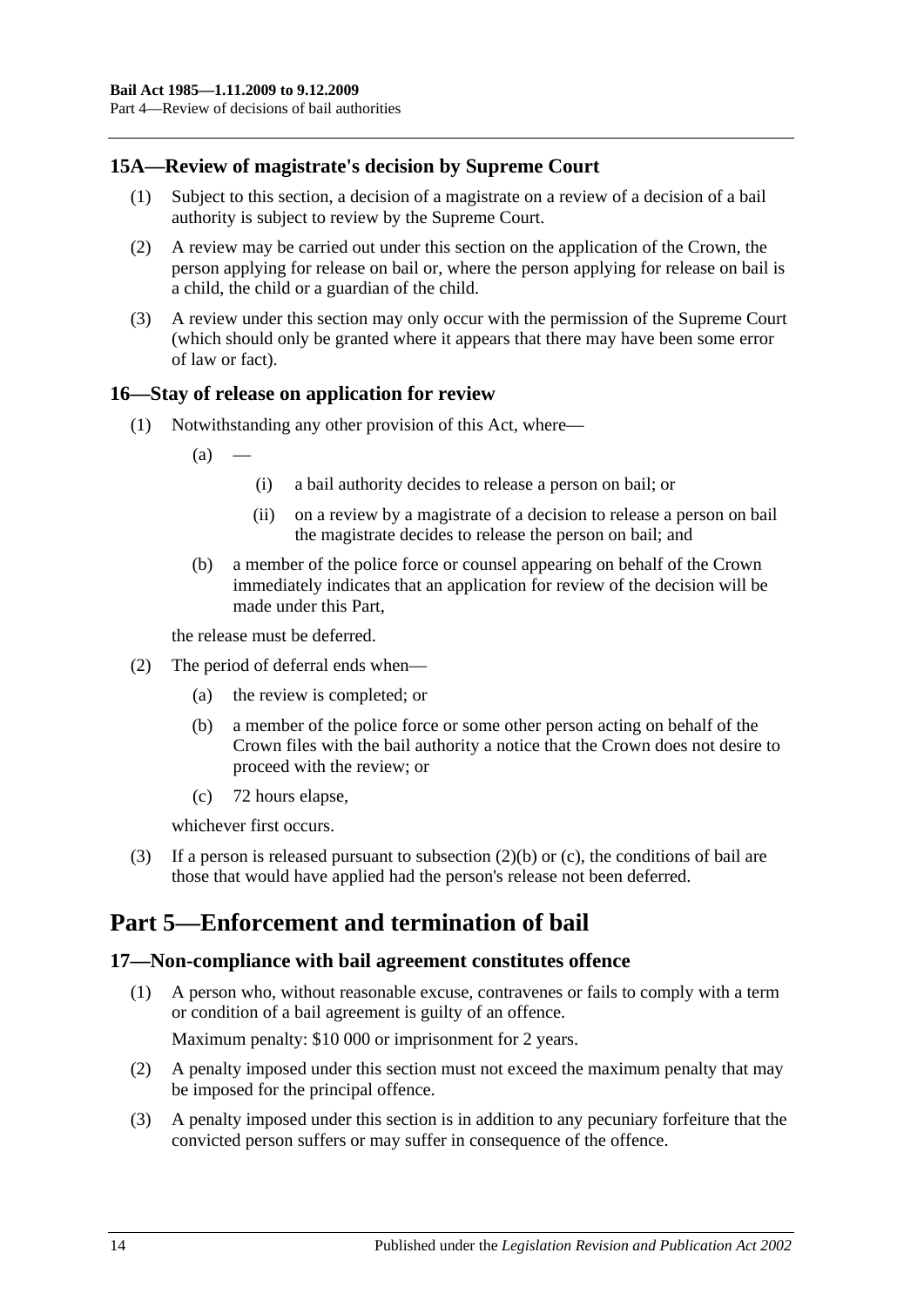### 15A—Review of magistrate's decision by Supreme Court

(1) Subject to this section, a decision of a magistrate on a review of a decision of a bail authority is subject to review by the Supreme Court.

(2) A review may be carried out under this section on the application of the Crown, the person applying for release on bail or, where the person applying for release on bail is a child, the child or a guardian of the child.

(3) A review under this section may only occur with the permission of the Supreme Court (which should only be granted where it appears that there may have been some error of law or fact).

### 16—Stay of release on application for review

(1) Notwithstanding any other provision of this Act, where—

(a) —

(i) a bail authority decides to release a person on bail; or

(ii) on a review by a magistrate of a decision to release a person on bail the magistrate decides to release the person on bail; and

(b) a member of the police force or counsel appearing on behalf of the Crown immediately indicates that an application for review of the decision will be made under this Part,

the release must be deferred.

(2) The period of deferral ends when—

(a) the review is completed; or

(b) a member of the police force or some other person acting on behalf of the Crown files with the bail authority a notice that the Crown does not desire to proceed with the review; or

(c) 72 hours elapse,

whichever first occurs.

(3) If a person is released pursuant to subsection (2)(b) or (c), the conditions of bail are those that would have applied had the person's release not been deferred.

## Part 5—Enforcement and termination of bail

### 17—Non-compliance with bail agreement constitutes offence

(1) A person who, without reasonable excuse, contravenes or fails to comply with a term or condition of a bail agreement is guilty of an offence.

Maximum penalty: $10 000 or imprisonment for 2 years.

(2) A penalty imposed under this section must not exceed the maximum penalty that may be imposed for the principal offence.

(3) A penalty imposed under this section is in addition to any pecuniary forfeiture that the convicted person suffers or may suffer in consequence of the offence.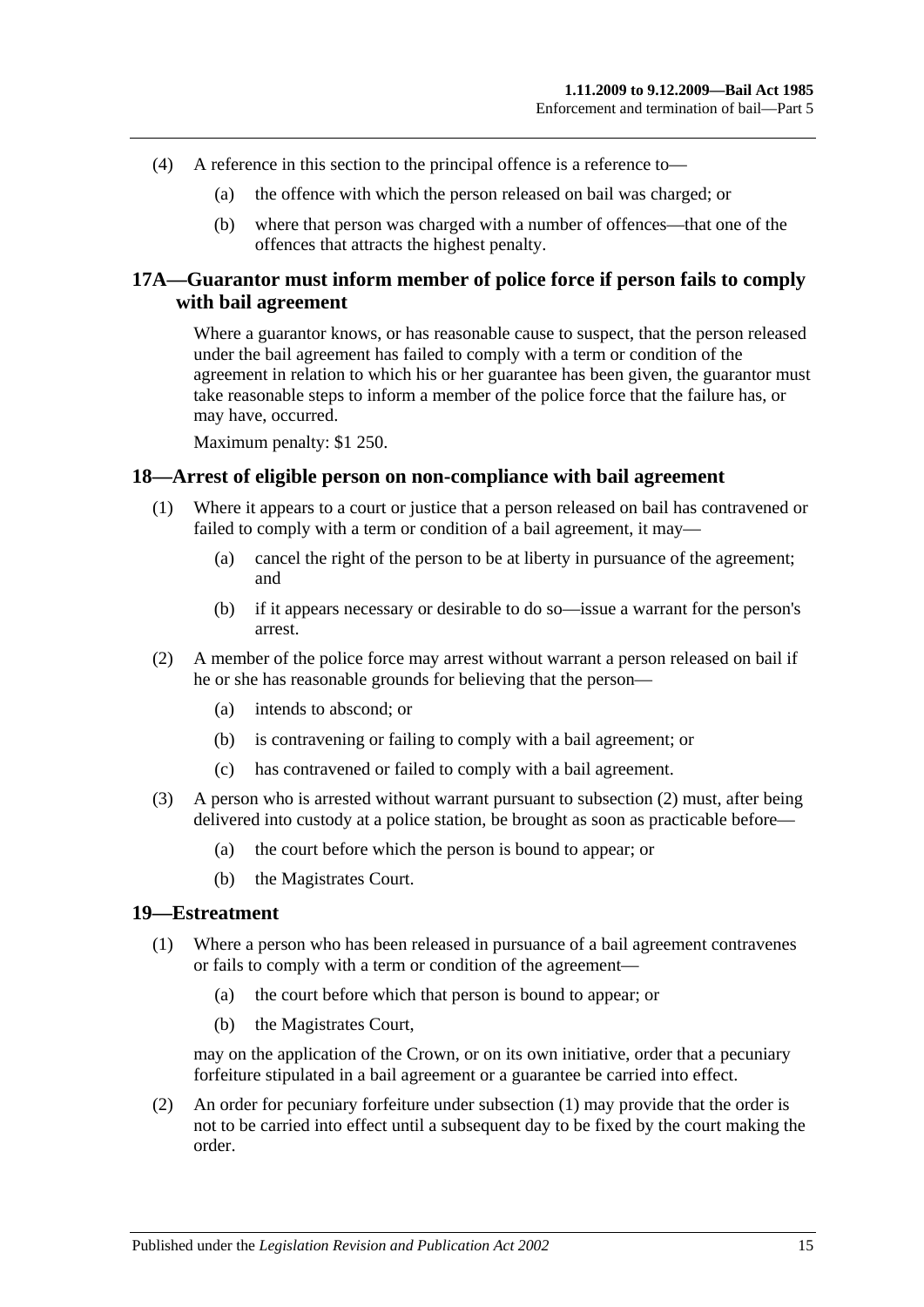(4) A reference in this section to the principal offence is a reference to—

(a) the offence with which the person released on bail was charged; or

(b) where that person was charged with a number of offences—that one of the offences that attracts the highest penalty.

## 17A—Guarantor must inform member of police force if person fails to comply with bail agreement

Where a guarantor knows, or has reasonable cause to suspect, that the person released under the bail agreement has failed to comply with a term or condition of the agreement in relation to which his or her guarantee has been given, the guarantor must take reasonable steps to inform a member of the police force that the failure has, or may have, occurred.

Maximum penalty: $1 250.

## 18—Arrest of eligible person on non-compliance with bail agreement

(1) Where it appears to a court or justice that a person released on bail has contravened or failed to comply with a term or condition of a bail agreement, it may—

(a) cancel the right of the person to be at liberty in pursuance of the agreement; and

(b) if it appears necessary or desirable to do so—issue a warrant for the person's arrest.

(2) A member of the police force may arrest without warrant a person released on bail if he or she has reasonable grounds for believing that the person—

(a) intends to abscond; or

(b) is contravening or failing to comply with a bail agreement; or

(c) has contravened or failed to comply with a bail agreement.

(3) A person who is arrested without warrant pursuant to subsection (2) must, after being delivered into custody at a police station, be brought as soon as practicable before—

(a) the court before which the person is bound to appear; or

(b) the Magistrates Court.

## 19—Estreatment

(1) Where a person who has been released in pursuance of a bail agreement contravenes or fails to comply with a term or condition of the agreement—

(a) the court before which that person is bound to appear; or

(b) the Magistrates Court,

may on the application of the Crown, or on its own initiative, order that a pecuniary forfeiture stipulated in a bail agreement or a guarantee be carried into effect.

(2) An order for pecuniary forfeiture under subsection (1) may provide that the order is not to be carried into effect until a subsequent day to be fixed by the court making the order.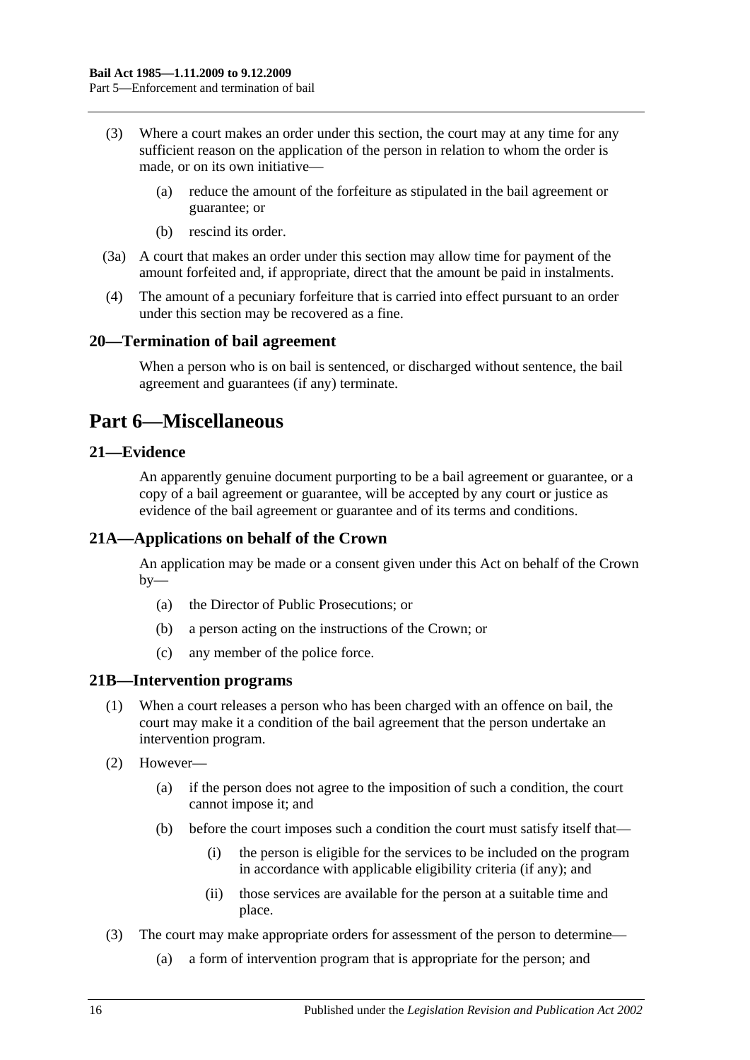(3) Where a court makes an order under this section, the court may at any time for any sufficient reason on the application of the person in relation to whom the order is made, or on its own initiative—

   (a) reduce the amount of the forfeiture as stipulated in the bail agreement or guarantee; or

   (b) rescind its order.

(3a) A court that makes an order under this section may allow time for payment of the amount forfeited and, if appropriate, direct that the amount be paid in instalments.

(4) The amount of a pecuniary forfeiture that is carried into effect pursuant to an order under this section may be recovered as a fine.

### 20—Termination of bail agreement

When a person who is on bail is sentenced, or discharged without sentence, the bail agreement and guarantees (if any) terminate.

## Part 6—Miscellaneous

### 21—Evidence

An apparently genuine document purporting to be a bail agreement or guarantee, or a copy of a bail agreement or guarantee, will be accepted by any court or justice as evidence of the bail agreement or guarantee and of its terms and conditions.

### 21A—Applications on behalf of the Crown

An application may be made or a consent given under this Act on behalf of the Crown by—

   (a) the Director of Public Prosecutions; or

   (b) a person acting on the instructions of the Crown; or

   (c) any member of the police force.

### 21B—Intervention programs

(1) When a court releases a person who has been charged with an offence on bail, the court may make it a condition of the bail agreement that the person undertake an intervention program.

(2) However—

   (a) if the person does not agree to the imposition of such a condition, the court cannot impose it; and

   (b) before the court imposes such a condition the court must satisfy itself that—

      (i) the person is eligible for the services to be included on the program in accordance with applicable eligibility criteria (if any); and

      (ii) those services are available for the person at a suitable time and place.

(3) The court may make appropriate orders for assessment of the person to determine—

   (a) a form of intervention program that is appropriate for the person; and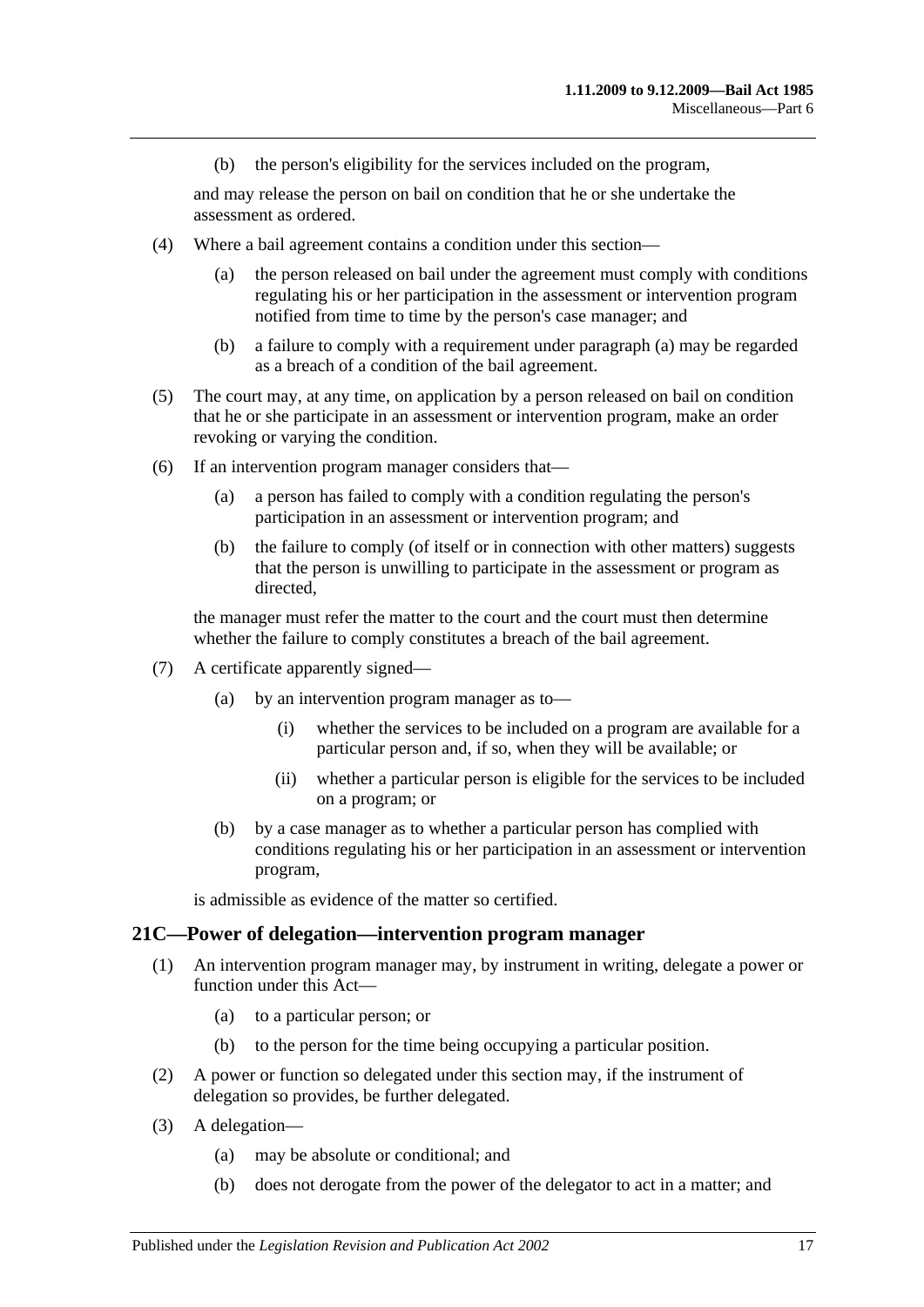(b) the person's eligibility for the services included on the program,

and may release the person on bail on condition that he or she undertake the assessment as ordered.

(4) Where a bail agreement contains a condition under this section—

(a) the person released on bail under the agreement must comply with conditions regulating his or her participation in the assessment or intervention program notified from time to time by the person's case manager; and

(b) a failure to comply with a requirement under paragraph (a) may be regarded as a breach of a condition of the bail agreement.

(5) The court may, at any time, on application by a person released on bail on condition that he or she participate in an assessment or intervention program, make an order revoking or varying the condition.

(6) If an intervention program manager considers that—

(a) a person has failed to comply with a condition regulating the person's participation in an assessment or intervention program; and

(b) the failure to comply (of itself or in connection with other matters) suggests that the person is unwilling to participate in the assessment or program as directed,

the manager must refer the matter to the court and the court must then determine whether the failure to comply constitutes a breach of the bail agreement.

(7) A certificate apparently signed—

(a) by an intervention program manager as to—

(i) whether the services to be included on a program are available for a particular person and, if so, when they will be available; or

(ii) whether a particular person is eligible for the services to be included on a program; or

(b) by a case manager as to whether a particular person has complied with conditions regulating his or her participation in an assessment or intervention program,

is admissible as evidence of the matter so certified.

## 21C—Power of delegation—intervention program manager

(1) An intervention program manager may, by instrument in writing, delegate a power or function under this Act—

(a) to a particular person; or

(b) to the person for the time being occupying a particular position.

(2) A power or function so delegated under this section may, if the instrument of delegation so provides, be further delegated.

(3) A delegation—

(a) may be absolute or conditional; and

(b) does not derogate from the power of the delegator to act in a matter; and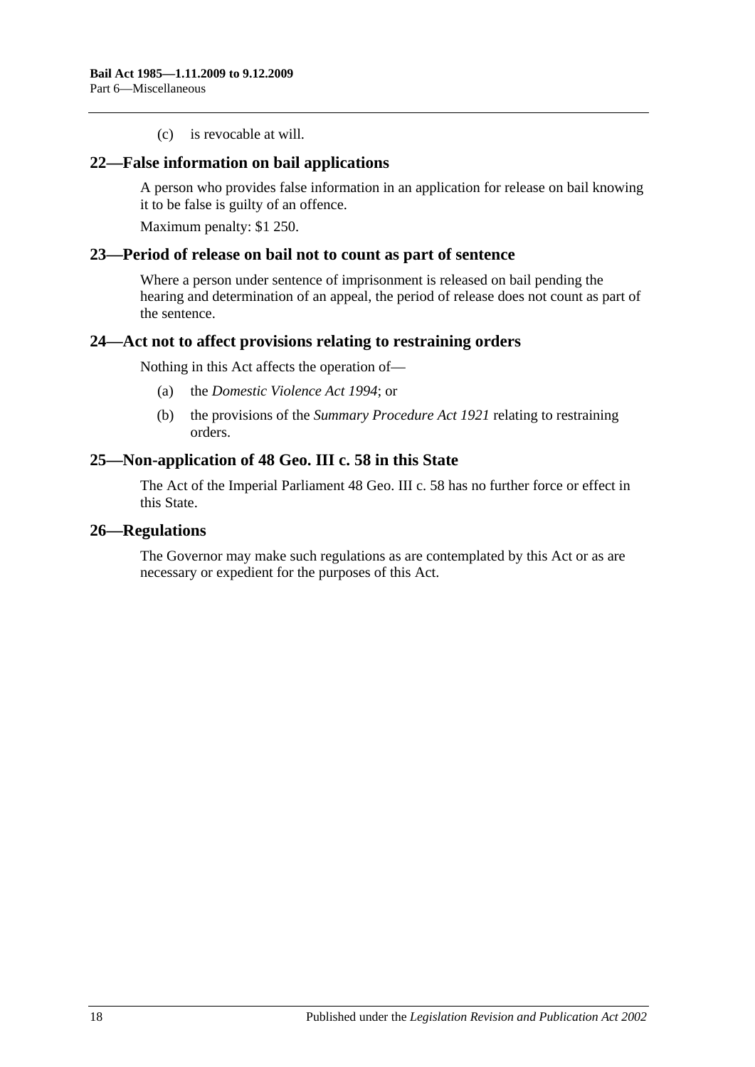(c) is revocable at will.

## 22—False information on bail applications

A person who provides false information in an application for release on bail knowing it to be false is guilty of an offence.

Maximum penalty: $1 250.

## 23—Period of release on bail not to count as part of sentence

Where a person under sentence of imprisonment is released on bail pending the hearing and determination of an appeal, the period of release does not count as part of the sentence.

## 24—Act not to affect provisions relating to restraining orders

Nothing in this Act affects the operation of—

(a) the *Domestic Violence Act 1994*; or

(b) the provisions of the *Summary Procedure Act 1921* relating to restraining orders.

## 25—Non-application of 48 Geo. III c. 58 in this State

The Act of the Imperial Parliament 48 Geo. III c. 58 has no further force or effect in this State.

## 26—Regulations

The Governor may make such regulations as are contemplated by this Act or as are necessary or expedient for the purposes of this Act.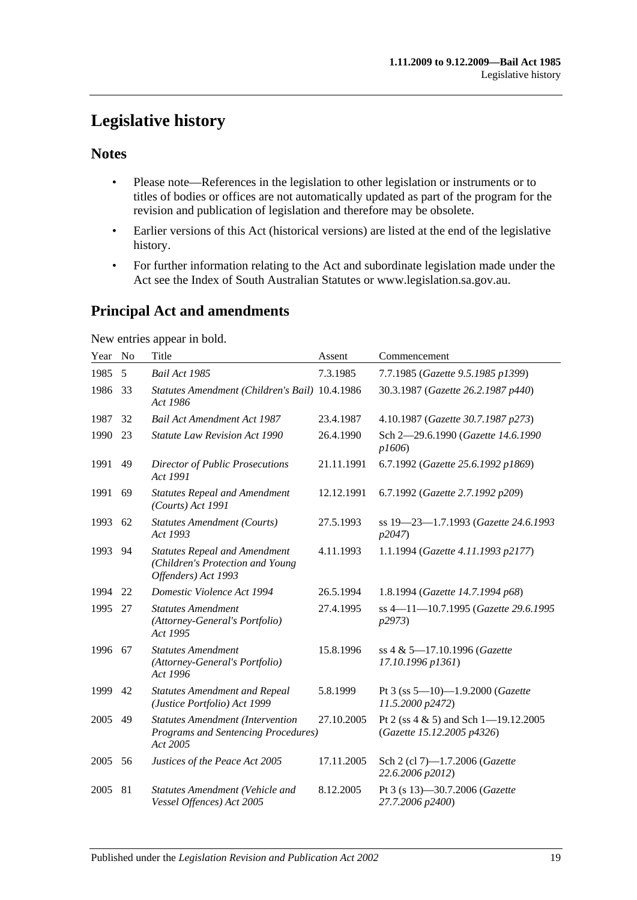# Legislative history

## Notes

- Please note—References in the legislation to other legislation or instruments or to titles of bodies or offices are not automatically updated as part of the program for the revision and publication of legislation and therefore may be obsolete.
- Earlier versions of this Act (historical versions) are listed at the end of the legislative history.
- For further information relating to the Act and subordinate legislation made under the Act see the Index of South Australian Statutes or www.legislation.sa.gov.au.

## Principal Act and amendments

New entries appear in bold.

| Year | No | Title | Assent | Commencement |
|---|---|---|---|---|
| 1985 | 5 | *Bail Act 1985* | 7.3.1985 | 7.7.1985 (*Gazette 9.5.1985 p1399*) |
| 1986 | 33 | *Statutes Amendment (Children's Bail) Act 1986* | 10.4.1986 | 30.3.1987 (*Gazette 26.2.1987 p440*) |
| 1987 | 32 | *Bail Act Amendment Act 1987* | 23.4.1987 | 4.10.1987 (*Gazette 30.7.1987 p273*) |
| 1990 | 23 | *Statute Law Revision Act 1990* | 26.4.1990 | Sch 2—29.6.1990 (*Gazette 14.6.1990 p1606*) |
| 1991 | 49 | *Director of Public Prosecutions Act 1991* | 21.11.1991 | 6.7.1992 (*Gazette 25.6.1992 p1869*) |
| 1991 | 69 | *Statutes Repeal and Amendment (Courts) Act 1991* | 12.12.1991 | 6.7.1992 (*Gazette 2.7.1992 p209*) |
| 1993 | 62 | *Statutes Amendment (Courts) Act 1993* | 27.5.1993 | ss 19—23—1.7.1993 (*Gazette 24.6.1993 p2047*) |
| 1993 | 94 | *Statutes Repeal and Amendment (Children's Protection and Young Offenders) Act 1993* | 4.11.1993 | 1.1.1994 (*Gazette 4.11.1993 p2177*) |
| 1994 | 22 | *Domestic Violence Act 1994* | 26.5.1994 | 1.8.1994 (*Gazette 14.7.1994 p68*) |
| 1995 | 27 | *Statutes Amendment (Attorney-General's Portfolio) Act 1995* | 27.4.1995 | ss 4—11—10.7.1995 (*Gazette 29.6.1995 p2973*) |
| 1996 | 67 | *Statutes Amendment (Attorney-General's Portfolio) Act 1996* | 15.8.1996 | ss 4 & 5—17.10.1996 (*Gazette 17.10.1996 p1361*) |
| 1999 | 42 | *Statutes Amendment and Repeal (Justice Portfolio) Act 1999* | 5.8.1999 | Pt 3 (ss 5—10)—1.9.2000 (*Gazette 11.5.2000 p2472*) |
| 2005 | 49 | *Statutes Amendment (Intervention Programs and Sentencing Procedures) Act 2005* | 27.10.2005 | Pt 2 (ss 4 & 5) and Sch 1—19.12.2005 (*Gazette 15.12.2005 p4326*) |
| 2005 | 56 | *Justices of the Peace Act 2005* | 17.11.2005 | Sch 2 (cl 7)—1.7.2006 (*Gazette 22.6.2006 p2012*) |
| 2005 | 81 | *Statutes Amendment (Vehicle and Vessel Offences) Act 2005* | 8.12.2005 | Pt 3 (s 13)—30.7.2006 (*Gazette 27.7.2006 p2400*) |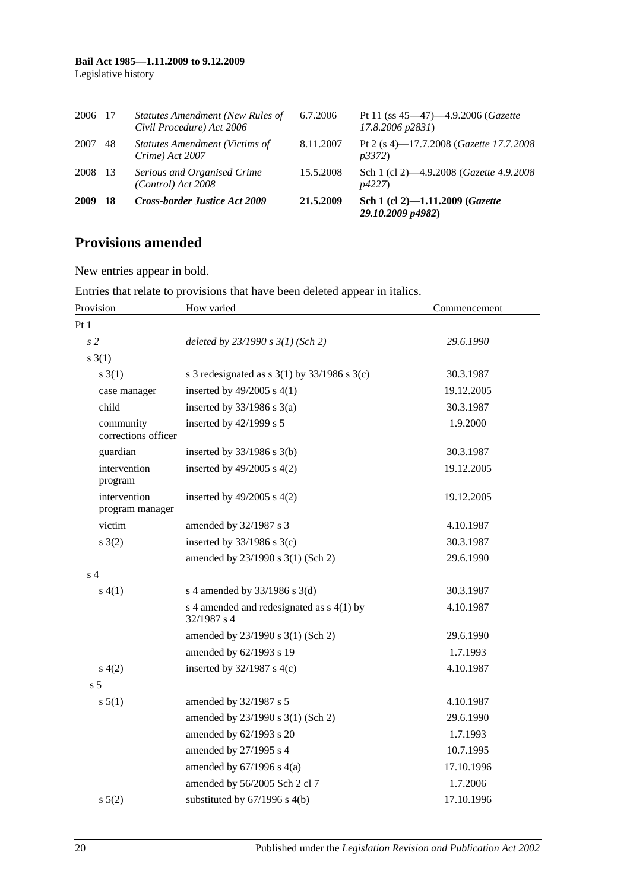| | | | | |
|---|---|---|---|---|
| 2006 | 17 | *Statutes Amendment (New Rules of Civil Procedure) Act 2006* | 6.7.2006 | Pt 11 (ss 45—47)—4.9.2006 (*Gazette 17.8.2006 p2831*) |
| 2007 | 48 | *Statutes Amendment (Victims of Crime) Act 2007* | 8.11.2007 | Pt 2 (s 4)—17.7.2008 (*Gazette 17.7.2008 p3372*) |
| 2008 | 13 | *Serious and Organised Crime (Control) Act 2008* | 15.5.2008 | Sch 1 (cl 2)—4.9.2008 (*Gazette 4.9.2008 p4227*) |
| **2009** | **18** | ***Cross-border Justice Act 2009*** | **21.5.2009** | **Sch 1 (cl 2)—1.11.2009 (*Gazette 29.10.2009 p4982*)** |

## Provisions amended

New entries appear in bold.

Entries that relate to provisions that have been deleted appear in italics.

| Provision | How varied | Commencement |
|---|---|---|
| Pt 1 | | |
| *s 2* | *deleted by 23/1990 s 3(1) (Sch 2)* | *29.6.1990* |
| s 3(1) | | |
| s 3(1) | s 3 redesignated as s 3(1) by 33/1986 s 3(c) | 30.3.1987 |
| case manager | inserted by 49/2005 s 4(1) | 19.12.2005 |
| child | inserted by 33/1986 s 3(a) | 30.3.1987 |
| community corrections officer | inserted by 42/1999 s 5 | 1.9.2000 |
| guardian | inserted by 33/1986 s 3(b) | 30.3.1987 |
| intervention program | inserted by 49/2005 s 4(2) | 19.12.2005 |
| intervention program manager | inserted by 49/2005 s 4(2) | 19.12.2005 |
| victim | amended by 32/1987 s 3 | 4.10.1987 |
| s 3(2) | inserted by 33/1986 s 3(c) | 30.3.1987 |
| | amended by 23/1990 s 3(1) (Sch 2) | 29.6.1990 |
| s 4 | | |
| s 4(1) | s 4 amended by 33/1986 s 3(d) | 30.3.1987 |
| | s 4 amended and redesignated as s 4(1) by 32/1987 s 4 | 4.10.1987 |
| | amended by 23/1990 s 3(1) (Sch 2) | 29.6.1990 |
| | amended by 62/1993 s 19 | 1.7.1993 |
| s 4(2) | inserted by 32/1987 s 4(c) | 4.10.1987 |
| s 5 | | |
| s 5(1) | amended by 32/1987 s 5 | 4.10.1987 |
| | amended by 23/1990 s 3(1) (Sch 2) | 29.6.1990 |
| | amended by 62/1993 s 20 | 1.7.1993 |
| | amended by 27/1995 s 4 | 10.7.1995 |
| | amended by 67/1996 s 4(a) | 17.10.1996 |
| | amended by 56/2005 Sch 2 cl 7 | 1.7.2006 |
| s 5(2) | substituted by 67/1996 s 4(b) | 17.10.1996 |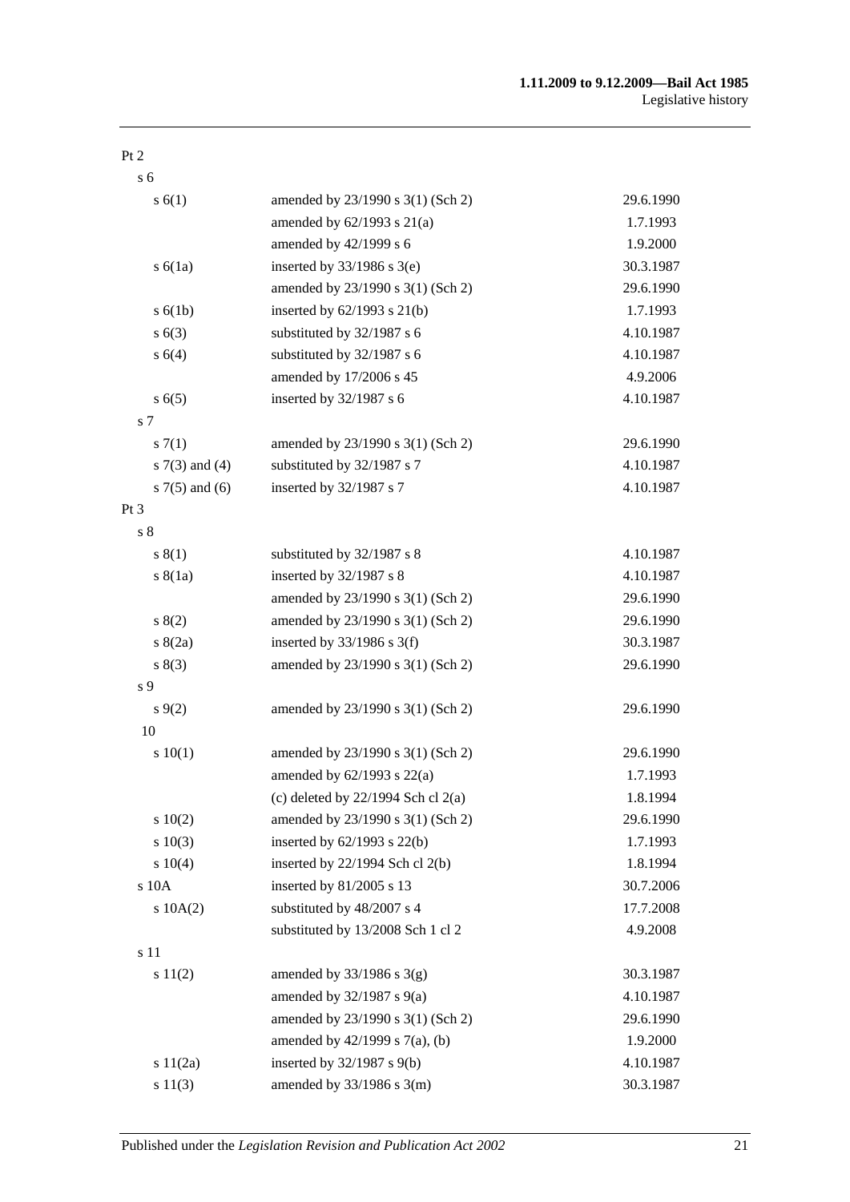| | | |
|---|---|---|
| Pt 2 | | |
| s 6 | | |
| s 6(1) | amended by 23/1990 s 3(1) (Sch 2) | 29.6.1990 |
| | amended by 62/1993 s 21(a) | 1.7.1993 |
| | amended by 42/1999 s 6 | 1.9.2000 |
| s 6(1a) | inserted by 33/1986 s 3(e) | 30.3.1987 |
| | amended by 23/1990 s 3(1) (Sch 2) | 29.6.1990 |
| s 6(1b) | inserted by 62/1993 s 21(b) | 1.7.1993 |
| s 6(3) | substituted by 32/1987 s 6 | 4.10.1987 |
| s 6(4) | substituted by 32/1987 s 6 | 4.10.1987 |
| | amended by 17/2006 s 45 | 4.9.2006 |
| s 6(5) | inserted by 32/1987 s 6 | 4.10.1987 |
| s 7 | | |
| s 7(1) | amended by 23/1990 s 3(1) (Sch 2) | 29.6.1990 |
| s 7(3) and (4) | substituted by 32/1987 s 7 | 4.10.1987 |
| s 7(5) and (6) | inserted by 32/1987 s 7 | 4.10.1987 |
| Pt 3 | | |
| s 8 | | |
| s 8(1) | substituted by 32/1987 s 8 | 4.10.1987 |
| s 8(1a) | inserted by 32/1987 s 8 | 4.10.1987 |
| | amended by 23/1990 s 3(1) (Sch 2) | 29.6.1990 |
| s 8(2) | amended by 23/1990 s 3(1) (Sch 2) | 29.6.1990 |
| s 8(2a) | inserted by 33/1986 s 3(f) | 30.3.1987 |
| s 8(3) | amended by 23/1990 s 3(1) (Sch 2) | 29.6.1990 |
| s 9 | | |
| s 9(2) | amended by 23/1990 s 3(1) (Sch 2) | 29.6.1990 |
| 10 | | |
| s 10(1) | amended by 23/1990 s 3(1) (Sch 2) | 29.6.1990 |
| | amended by 62/1993 s 22(a) | 1.7.1993 |
| | (c) deleted by 22/1994 Sch cl 2(a) | 1.8.1994 |
| s 10(2) | amended by 23/1990 s 3(1) (Sch 2) | 29.6.1990 |
| s 10(3) | inserted by 62/1993 s 22(b) | 1.7.1993 |
| s 10(4) | inserted by 22/1994 Sch cl 2(b) | 1.8.1994 |
| s 10A | inserted by 81/2005 s 13 | 30.7.2006 |
| s 10A(2) | substituted by 48/2007 s 4 | 17.7.2008 |
| | substituted by 13/2008 Sch 1 cl 2 | 4.9.2008 |
| s 11 | | |
| s 11(2) | amended by 33/1986 s 3(g) | 30.3.1987 |
| | amended by 32/1987 s 9(a) | 4.10.1987 |
| | amended by 23/1990 s 3(1) (Sch 2) | 29.6.1990 |
| | amended by 42/1999 s 7(a), (b) | 1.9.2000 |
| s 11(2a) | inserted by 32/1987 s 9(b) | 4.10.1987 |
| s 11(3) | amended by 33/1986 s 3(m) | 30.3.1987 |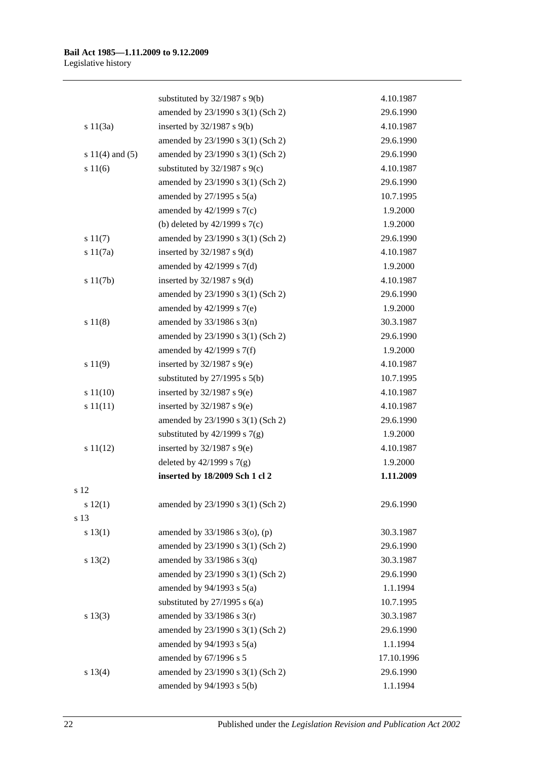| | | |
|---|---|---|
| | substituted by 32/1987 s 9(b) | 4.10.1987 |
| | amended by 23/1990 s 3(1) (Sch 2) | 29.6.1990 |
| s 11(3a) | inserted by 32/1987 s 9(b) | 4.10.1987 |
| | amended by 23/1990 s 3(1) (Sch 2) | 29.6.1990 |
| s 11(4) and (5) | amended by 23/1990 s 3(1) (Sch 2) | 29.6.1990 |
| s 11(6) | substituted by 32/1987 s 9(c) | 4.10.1987 |
| | amended by 23/1990 s 3(1) (Sch 2) | 29.6.1990 |
| | amended by 27/1995 s 5(a) | 10.7.1995 |
| | amended by 42/1999 s 7(c) | 1.9.2000 |
| | (b) deleted by 42/1999 s 7(c) | 1.9.2000 |
| s 11(7) | amended by 23/1990 s 3(1) (Sch 2) | 29.6.1990 |
| s 11(7a) | inserted by 32/1987 s 9(d) | 4.10.1987 |
| | amended by 42/1999 s 7(d) | 1.9.2000 |
| s 11(7b) | inserted by 32/1987 s 9(d) | 4.10.1987 |
| | amended by 23/1990 s 3(1) (Sch 2) | 29.6.1990 |
| | amended by 42/1999 s 7(e) | 1.9.2000 |
| s 11(8) | amended by 33/1986 s 3(n) | 30.3.1987 |
| | amended by 23/1990 s 3(1) (Sch 2) | 29.6.1990 |
| | amended by 42/1999 s 7(f) | 1.9.2000 |
| s 11(9) | inserted by 32/1987 s 9(e) | 4.10.1987 |
| | substituted by 27/1995 s 5(b) | 10.7.1995 |
| s 11(10) | inserted by 32/1987 s 9(e) | 4.10.1987 |
| s 11(11) | inserted by 32/1987 s 9(e) | 4.10.1987 |
| | amended by 23/1990 s 3(1) (Sch 2) | 29.6.1990 |
| | substituted by 42/1999 s 7(g) | 1.9.2000 |
| s 11(12) | inserted by 32/1987 s 9(e) | 4.10.1987 |
| | deleted by 42/1999 s 7(g) | 1.9.2000 |
| | **inserted by 18/2009 Sch 1 cl 2** | **1.11.2009** |
| s 12 | | |
| s 12(1) | amended by 23/1990 s 3(1) (Sch 2) | 29.6.1990 |
| s 13 | | |
| s 13(1) | amended by 33/1986 s 3(o), (p) | 30.3.1987 |
| | amended by 23/1990 s 3(1) (Sch 2) | 29.6.1990 |
| s 13(2) | amended by 33/1986 s 3(q) | 30.3.1987 |
| | amended by 23/1990 s 3(1) (Sch 2) | 29.6.1990 |
| | amended by 94/1993 s 5(a) | 1.1.1994 |
| | substituted by 27/1995 s 6(a) | 10.7.1995 |
| s 13(3) | amended by 33/1986 s 3(r) | 30.3.1987 |
| | amended by 23/1990 s 3(1) (Sch 2) | 29.6.1990 |
| | amended by 94/1993 s 5(a) | 1.1.1994 |
| | amended by 67/1996 s 5 | 17.10.1996 |
| s 13(4) | amended by 23/1990 s 3(1) (Sch 2) | 29.6.1990 |
| | amended by 94/1993 s 5(b) | 1.1.1994 |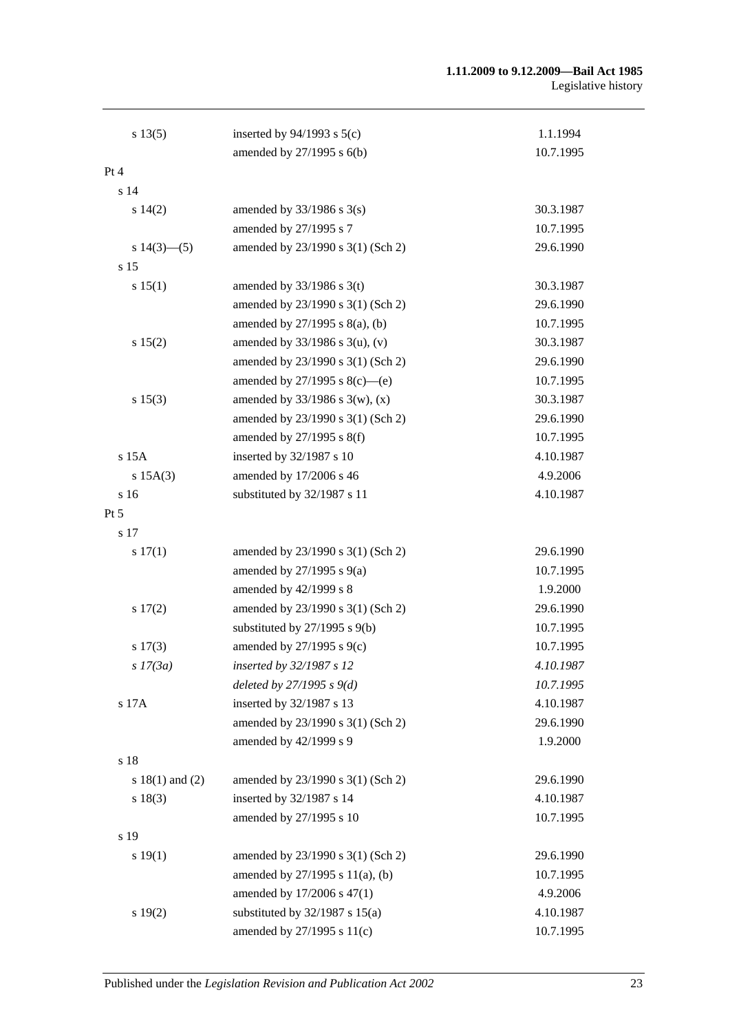| | | |
|---|---|---|
| s 13(5) | inserted by 94/1993 s 5(c) | 1.1.1994 |
| | amended by 27/1995 s 6(b) | 10.7.1995 |
| Pt 4 | | |
| s 14 | | |
| s 14(2) | amended by 33/1986 s 3(s) | 30.3.1987 |
| | amended by 27/1995 s 7 | 10.7.1995 |
| s 14(3)—(5) | amended by 23/1990 s 3(1) (Sch 2) | 29.6.1990 |
| s 15 | | |
| s 15(1) | amended by 33/1986 s 3(t) | 30.3.1987 |
| | amended by 23/1990 s 3(1) (Sch 2) | 29.6.1990 |
| | amended by 27/1995 s 8(a), (b) | 10.7.1995 |
| s 15(2) | amended by 33/1986 s 3(u), (v) | 30.3.1987 |
| | amended by 23/1990 s 3(1) (Sch 2) | 29.6.1990 |
| | amended by 27/1995 s 8(c)—(e) | 10.7.1995 |
| s 15(3) | amended by 33/1986 s 3(w), (x) | 30.3.1987 |
| | amended by 23/1990 s 3(1) (Sch 2) | 29.6.1990 |
| | amended by 27/1995 s 8(f) | 10.7.1995 |
| s 15A | inserted by 32/1987 s 10 | 4.10.1987 |
| s 15A(3) | amended by 17/2006 s 46 | 4.9.2006 |
| s 16 | substituted by 32/1987 s 11 | 4.10.1987 |
| Pt 5 | | |
| s 17 | | |
| s 17(1) | amended by 23/1990 s 3(1) (Sch 2) | 29.6.1990 |
| | amended by 27/1995 s 9(a) | 10.7.1995 |
| | amended by 42/1999 s 8 | 1.9.2000 |
| s 17(2) | amended by 23/1990 s 3(1) (Sch 2) | 29.6.1990 |
| | substituted by 27/1995 s 9(b) | 10.7.1995 |
| s 17(3) | amended by 27/1995 s 9(c) | 10.7.1995 |
| *s 17(3a)* | *inserted by 32/1987 s 12* | *4.10.1987* |
| | *deleted by 27/1995 s 9(d)* | *10.7.1995* |
| s 17A | inserted by 32/1987 s 13 | 4.10.1987 |
| | amended by 23/1990 s 3(1) (Sch 2) | 29.6.1990 |
| | amended by 42/1999 s 9 | 1.9.2000 |
| s 18 | | |
| s 18(1) and (2) | amended by 23/1990 s 3(1) (Sch 2) | 29.6.1990 |
| s 18(3) | inserted by 32/1987 s 14 | 4.10.1987 |
| | amended by 27/1995 s 10 | 10.7.1995 |
| s 19 | | |
| s 19(1) | amended by 23/1990 s 3(1) (Sch 2) | 29.6.1990 |
| | amended by 27/1995 s 11(a), (b) | 10.7.1995 |
| | amended by 17/2006 s 47(1) | 4.9.2006 |
| s 19(2) | substituted by 32/1987 s 15(a) | 4.10.1987 |
| | amended by 27/1995 s 11(c) | 10.7.1995 |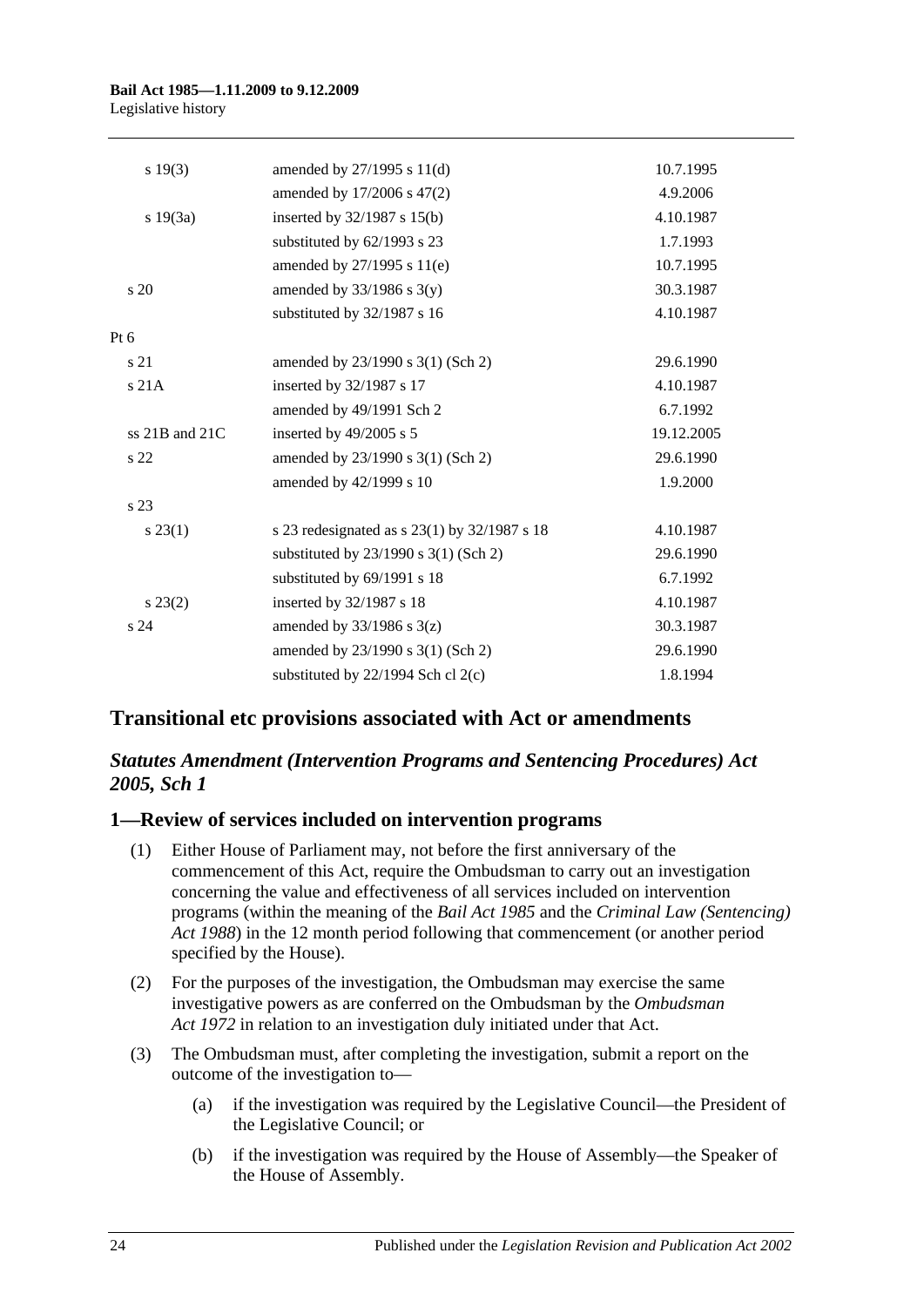| | | |
|---|---|---|
| s 19(3) | amended by 27/1995 s 11(d) | 10.7.1995 |
| | amended by 17/2006 s 47(2) | 4.9.2006 |
| s 19(3a) | inserted by 32/1987 s 15(b) | 4.10.1987 |
| | substituted by 62/1993 s 23 | 1.7.1993 |
| | amended by 27/1995 s 11(e) | 10.7.1995 |
| s 20 | amended by 33/1986 s 3(y) | 30.3.1987 |
| | substituted by 32/1987 s 16 | 4.10.1987 |
| Pt 6 | | |
| s 21 | amended by 23/1990 s 3(1) (Sch 2) | 29.6.1990 |
| s 21A | inserted by 32/1987 s 17 | 4.10.1987 |
| | amended by 49/1991 Sch 2 | 6.7.1992 |
| ss 21B and 21C | inserted by 49/2005 s 5 | 19.12.2005 |
| s 22 | amended by 23/1990 s 3(1) (Sch 2) | 29.6.1990 |
| | amended by 42/1999 s 10 | 1.9.2000 |
| s 23 | | |
| s 23(1) | s 23 redesignated as s 23(1) by 32/1987 s 18 | 4.10.1987 |
| | substituted by 23/1990 s 3(1) (Sch 2) | 29.6.1990 |
| | substituted by 69/1991 s 18 | 6.7.1992 |
| s 23(2) | inserted by 32/1987 s 18 | 4.10.1987 |
| s 24 | amended by 33/1986 s 3(z) | 30.3.1987 |
| | amended by 23/1990 s 3(1) (Sch 2) | 29.6.1990 |
| | substituted by 22/1994 Sch cl 2(c) | 1.8.1994 |

## Transitional etc provisions associated with Act or amendments

### *Statutes Amendment (Intervention Programs and Sentencing Procedures) Act 2005, Sch 1*

### 1—Review of services included on intervention programs

(1) Either House of Parliament may, not before the first anniversary of the commencement of this Act, require the Ombudsman to carry out an investigation concerning the value and effectiveness of all services included on intervention programs (within the meaning of the *Bail Act 1985* and the *Criminal Law (Sentencing) Act 1988*) in the 12 month period following that commencement (or another period specified by the House).

(2) For the purposes of the investigation, the Ombudsman may exercise the same investigative powers as are conferred on the Ombudsman by the *Ombudsman Act 1972* in relation to an investigation duly initiated under that Act.

(3) The Ombudsman must, after completing the investigation, submit a report on the outcome of the investigation to—

(a) if the investigation was required by the Legislative Council—the President of the Legislative Council; or

(b) if the investigation was required by the House of Assembly—the Speaker of the House of Assembly.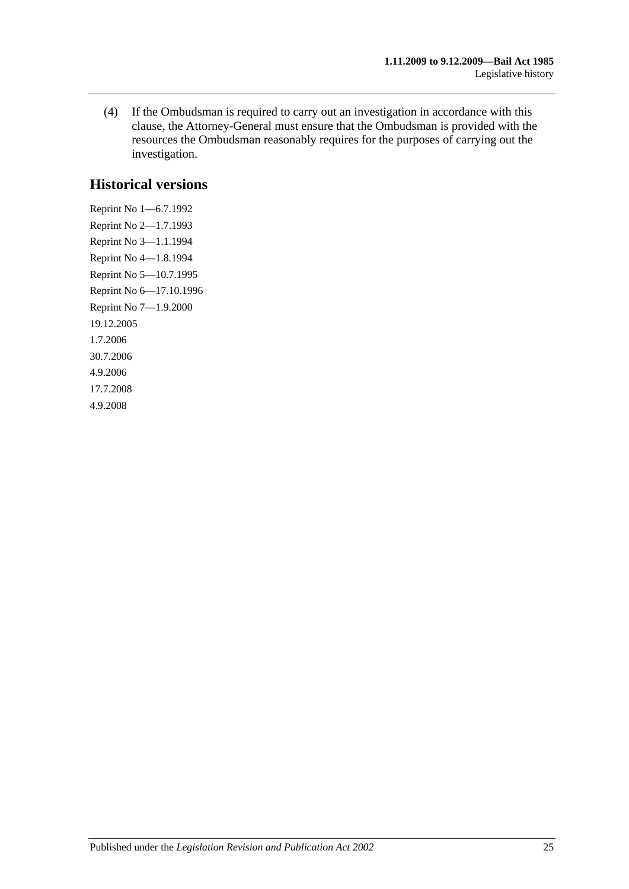(4) If the Ombudsman is required to carry out an investigation in accordance with this clause, the Attorney-General must ensure that the Ombudsman is provided with the resources the Ombudsman reasonably requires for the purposes of carrying out the investigation.

## Historical versions

Reprint No 1—6.7.1992

Reprint No 2—1.7.1993

Reprint No 3—1.1.1994

Reprint No 4—1.8.1994

Reprint No 5—10.7.1995

Reprint No 6—17.10.1996

Reprint No 7—1.9.2000

19.12.2005

1.7.2006

30.7.2006

4.9.2006

17.7.2008

4.9.2008